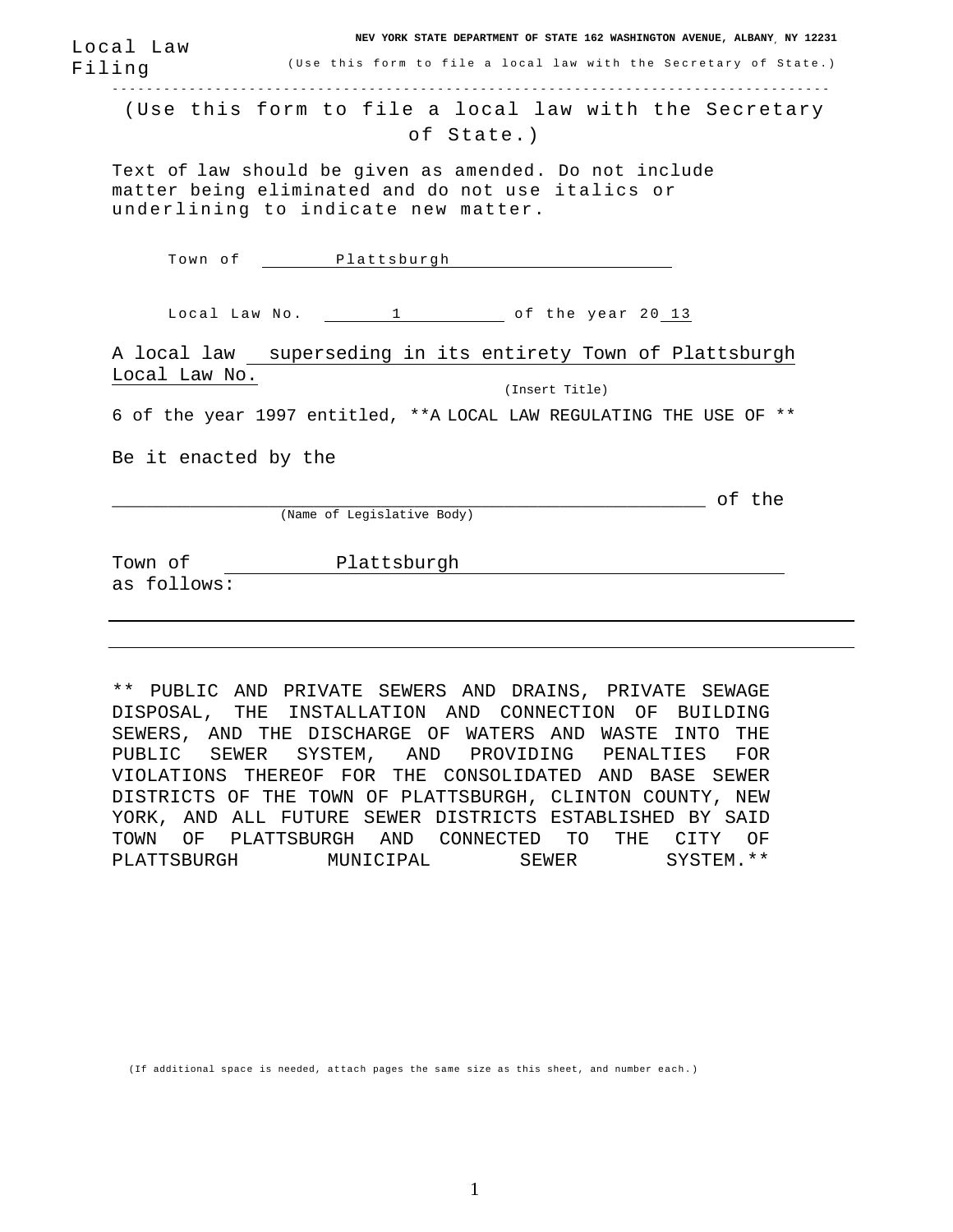Local Law Filing

**NEV YORK STATE DEPARTMENT OF STATE 162 WASHINGTON AVENUE, ALBANY, NY 12231**

(Use this form to file a local law with the Secretary of State.)

---

(Use this form to file a local law with the Secretary of State.)

Text of law should be given as amended. Do not include matter being eliminated and do not use italics or underlining to indicate new matter.

Town of Plattsburgh

Local Law No. 1 of the year 20 13

A local law superseding in its entirety Town of Plattsburgh Local Law No.
(Insert Title)

6 of the year 1997 entitled, **A LOCAL LAW REGULATING THE USE OF **

Be it enacted by the

_______________________________________________ of the
(Name of Legislative Body)

Town of Plattsburgh
as follows:

---

** PUBLIC AND PRIVATE SEWERS AND DRAINS, PRIVATE SEWAGE DISPOSAL, THE INSTALLATION AND CONNECTION OF BUILDING SEWERS, AND THE DISCHARGE OF WATERS AND WASTE INTO THE PUBLIC SEWER SYSTEM, AND PROVIDING PENALTIES FOR VIOLATIONS THEREOF FOR THE CONSOLIDATED AND BASE SEWER DISTRICTS OF THE TOWN OF PLATTSBURGH, CLINTON COUNTY, NEW YORK, AND ALL FUTURE SEWER DISTRICTS ESTABLISHED BY SAID TOWN OF PLATTSBURGH AND CONNECTED TO THE CITY OF PLATTSBURGH MUNICIPAL SEWER SYSTEM.**

(If additional space is needed, attach pages the same size as this sheet, and number each.)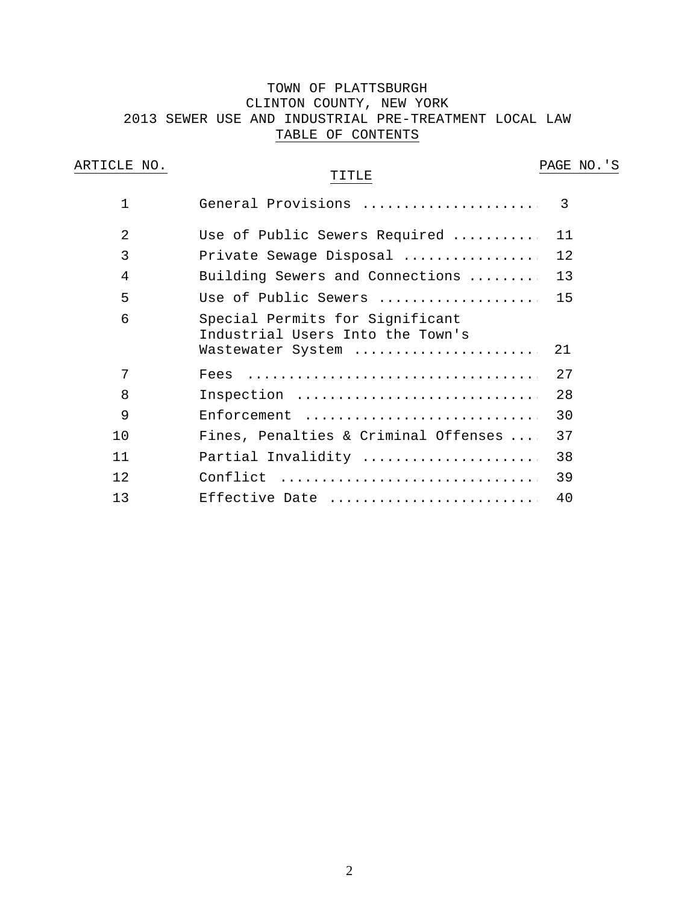# TOWN OF PLATTSBURGH
# CLINTON COUNTY, NEW YORK
# 2013 SEWER USE AND INDUSTRIAL PRE-TREATMENT LOCAL LAW

## TABLE OF CONTENTS

| ARTICLE NO. | TITLE | PAGE NO.'S |
|---|---|---|
| 1 | General Provisions | 3 |
| 2 | Use of Public Sewers Required | 11 |
| 3 | Private Sewage Disposal | 12 |
| 4 | Building Sewers and Connections | 13 |
| 5 | Use of Public Sewers | 15 |
| 6 | Special Permits for Significant Industrial Users Into the Town's Wastewater System | 21 |
| 7 | Fees | 27 |
| 8 | Inspection | 28 |
| 9 | Enforcement | 30 |
| 10 | Fines, Penalties & Criminal Offenses | 37 |
| 11 | Partial Invalidity | 38 |
| 12 | Conflict | 39 |
| 13 | Effective Date | 40 |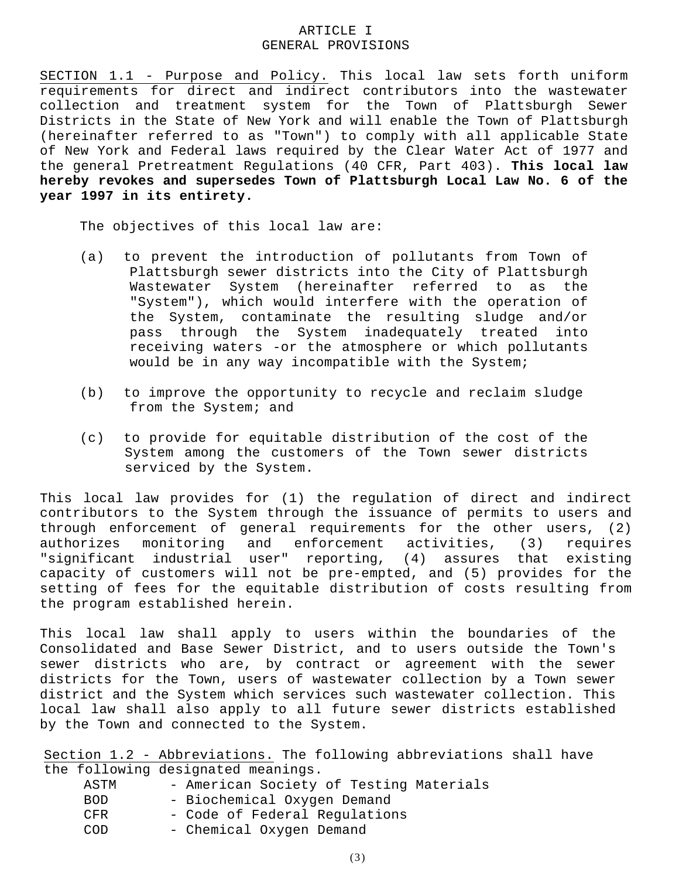# ARTICLE I
## GENERAL PROVISIONS

SECTION 1.1 - Purpose and Policy. This local law sets forth uniform requirements for direct and indirect contributors into the wastewater collection and treatment system for the Town of Plattsburgh Sewer Districts in the State of New York and will enable the Town of Plattsburgh (hereinafter referred to as "Town") to comply with all applicable State of New York and Federal laws required by the Clear Water Act of 1977 and the general Pretreatment Regulations (40 CFR, Part 403). **This local law hereby revokes and supersedes Town of Plattsburgh Local Law No. 6 of the year 1997 in its entirety.**

The objectives of this local law are:

(a) to prevent the introduction of pollutants from Town of Plattsburgh sewer districts into the City of Plattsburgh Wastewater System (hereinafter referred to as the "System"), which would interfere with the operation of the System, contaminate the resulting sludge and/or pass through the System inadequately treated into receiving waters -or the atmosphere or which pollutants would be in any way incompatible with the System;

(b) to improve the opportunity to recycle and reclaim sludge from the System; and

(c) to provide for equitable distribution of the cost of the System among the customers of the Town sewer districts serviced by the System.

This local law provides for (1) the regulation of direct and indirect contributors to the System through the issuance of permits to users and through enforcement of general requirements for the other users, (2) authorizes monitoring and enforcement activities, (3) requires "significant industrial user" reporting, (4) assures that existing capacity of customers will not be pre-empted, and (5) provides for the setting of fees for the equitable distribution of costs resulting from the program established herein.

This local law shall apply to users within the boundaries of the Consolidated and Base Sewer District, and to users outside the Town's sewer districts who are, by contract or agreement with the sewer districts for the Town, users of wastewater collection by a Town sewer district and the System which services such wastewater collection. This local law shall also apply to all future sewer districts established by the Town and connected to the System.

Section 1.2 - Abbreviations. The following abbreviations shall have the following designated meanings.

| | |
|---|---|
| ASTM | - American Society of Testing Materials |
| BOD | - Biochemical Oxygen Demand |
| CFR | - Code of Federal Regulations |
| COD | - Chemical Oxygen Demand |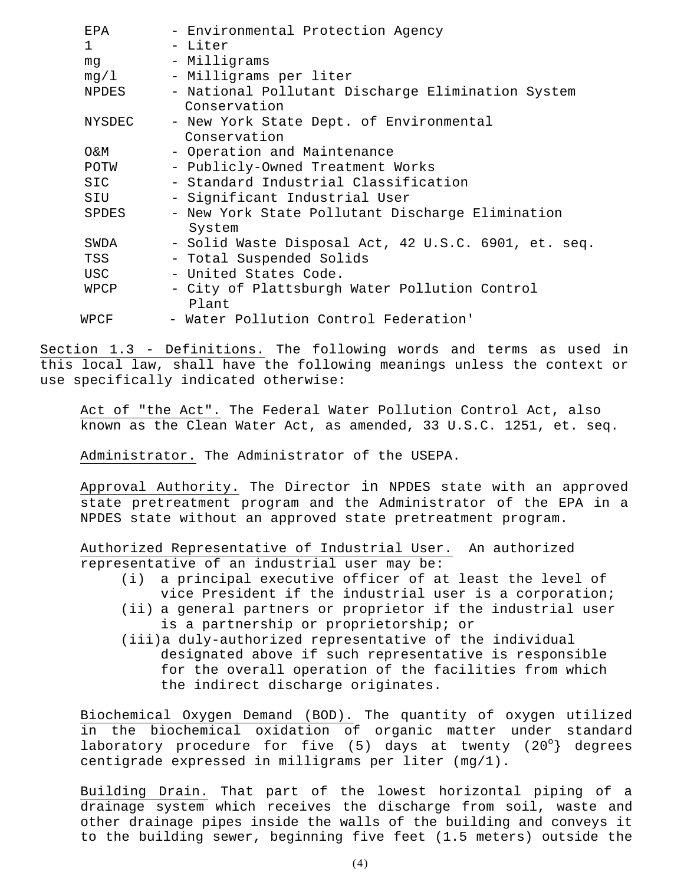EPA - Environmental Protection Agency
1 - Liter
mg - Milligrams
mg/l - Milligrams per liter
NPDES - National Pollutant Discharge Elimination System Conservation
NYSDEC - New York State Dept. of Environmental Conservation
O&M - Operation and Maintenance
POTW - Publicly-Owned Treatment Works
SIC - Standard Industrial Classification
SIU - Significant Industrial User
SPDES - New York State Pollutant Discharge Elimination System
SWDA - Solid Waste Disposal Act, 42 U.S.C. 6901, et. seq.
TSS - Total Suspended Solids
USC - United States Code.
WPCP - City of Plattsburgh Water Pollution Control Plant
WPCF - Water Pollution Control Federation'

Section 1.3 - Definitions. The following words and terms as used in this local law, shall have the following meanings unless the context or use specifically indicated otherwise:

Act of "the Act". The Federal Water Pollution Control Act, also known as the Clean Water Act, as amended, 33 U.S.C. 1251, et. seq.

Administrator. The Administrator of the USEPA.

Approval Authority. The Director in NPDES state with an approved state pretreatment program and the Administrator of the EPA in a NPDES state without an approved state pretreatment program.

Authorized Representative of Industrial User. An authorized representative of an industrial user may be:

(i) a principal executive officer of at least the level of vice President if the industrial user is a corporation;
(ii) a general partners or proprietor if the industrial user is a partnership or proprietorship; or
(iii) a duly-authorized representative of the individual designated above if such representative is responsible for the overall operation of the facilities from which the indirect discharge originates.

Biochemical Oxygen Demand (BOD). The quantity of oxygen utilized in the biochemical oxidation of organic matter under standard laboratory procedure for five (5) days at twenty ($20^{o}$} degrees centigrade expressed in milligrams per liter (mg/1).

Building Drain. That part of the lowest horizontal piping of a drainage system which receives the discharge from soil, waste and other drainage pipes inside the walls of the building and conveys it to the building sewer, beginning five feet (1.5 meters) outside the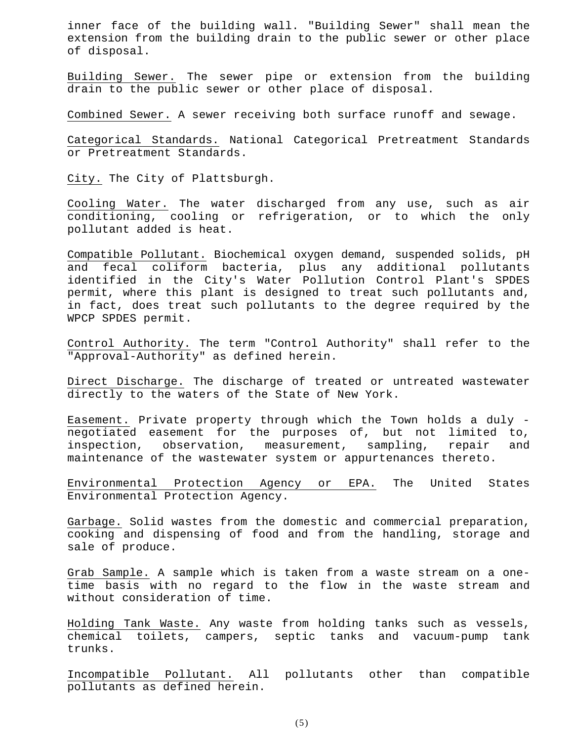inner face of the building wall. "Building Sewer" shall mean the extension from the building drain to the public sewer or other place of disposal.

Building Sewer. The sewer pipe or extension from the building drain to the public sewer or other place of disposal.

Combined Sewer. A sewer receiving both surface runoff and sewage.

Categorical Standards. National Categorical Pretreatment Standards or Pretreatment Standards.

City. The City of Plattsburgh.

Cooling Water. The water discharged from any use, such as air conditioning, cooling or refrigeration, or to which the only pollutant added is heat.

Compatible Pollutant. Biochemical oxygen demand, suspended solids, pH and fecal coliform bacteria, plus any additional pollutants identified in the City's Water Pollution Control Plant's SPDES permit, where this plant is designed to treat such pollutants and, in fact, does treat such pollutants to the degree required by the WPCP SPDES permit.

Control Authority. The term "Control Authority" shall refer to the "Approval-Authority" as defined herein.

Direct Discharge. The discharge of treated or untreated wastewater directly to the waters of the State of New York.

Easement. Private property through which the Town holds a duly - negotiated easement for the purposes of, but not limited to, inspection, observation, measurement, sampling, repair and maintenance of the wastewater system or appurtenances thereto.

Environmental Protection Agency or EPA. The United States Environmental Protection Agency.

Garbage. Solid wastes from the domestic and commercial preparation, cooking and dispensing of food and from the handling, storage and sale of produce.

Grab Sample. A sample which is taken from a waste stream on a one-time basis with no regard to the flow in the waste stream and without consideration of time.

Holding Tank Waste. Any waste from holding tanks such as vessels, chemical toilets, campers, septic tanks and vacuum-pump tank trunks.

Incompatible Pollutant. All pollutants other than compatible pollutants as defined herein.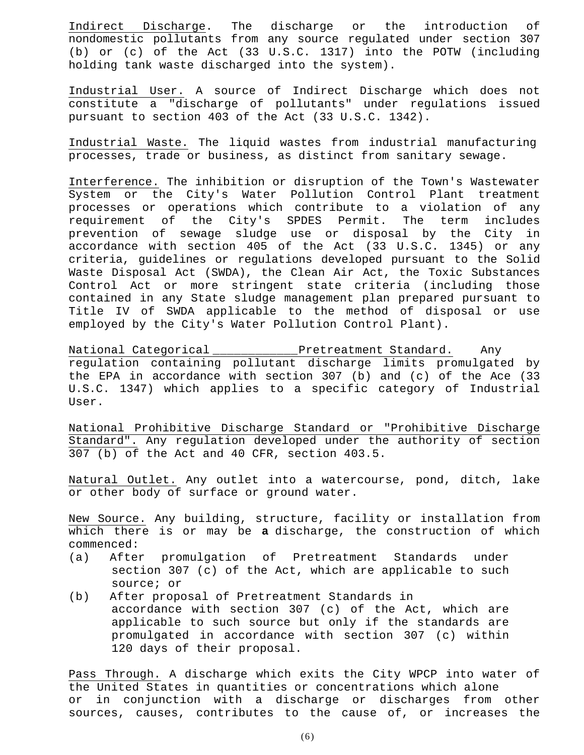Indirect Discharge. The discharge or the introduction of nondomestic pollutants from any source regulated under section 307 (b) or (c) of the Act (33 U.S.C. 1317) into the POTW (including holding tank waste discharged into the system).

Industrial User. A source of Indirect Discharge which does not constitute a "discharge of pollutants" under regulations issued pursuant to section 403 of the Act (33 U.S.C. 1342).

Industrial Waste. The liquid wastes from industrial manufacturing processes, trade or business, as distinct from sanitary sewage.

Interference. The inhibition or disruption of the Town's Wastewater System or the City's Water Pollution Control Plant treatment processes or operations which contribute to a violation of any requirement of the City's SPDES Permit. The term includes prevention of sewage sludge use or disposal by the City in accordance with section 405 of the Act (33 U.S.C. 1345) or any criteria, guidelines or regulations developed pursuant to the Solid Waste Disposal Act (SWDA), the Clean Air Act, the Toxic Substances Control Act or more stringent state criteria (including those contained in any State sludge management plan prepared pursuant to Title IV of SWDA applicable to the method of disposal or use employed by the City's Water Pollution Control Plant).

National Categorical Pretreatment Standard. Any regulation containing pollutant discharge limits promulgated by the EPA in accordance with section 307 (b) and (c) of the Ace (33 U.S.C. 1347) which applies to a specific category of Industrial User.

National Prohibitive Discharge Standard or "Prohibitive Discharge Standard". Any regulation developed under the authority of section 307 (b) of the Act and 40 CFR, section 403.5.

Natural Outlet. Any outlet into a watercourse, pond, ditch, lake or other body of surface or ground water.

New Source. Any building, structure, facility or installation from which there is or may be **a** discharge, the construction of which commenced:

(a) After promulgation of Pretreatment Standards under section 307 (c) of the Act, which are applicable to such source; or

(b) After proposal of Pretreatment Standards in accordance with section 307 (c) of the Act, which are applicable to such source but only if the standards are promulgated in accordance with section 307 (c) within 120 days of their proposal.

Pass Through. A discharge which exits the City WPCP into water of the United States in quantities or concentrations which alone or in conjunction with a discharge or discharges from other sources, causes, contributes to the cause of, or increases the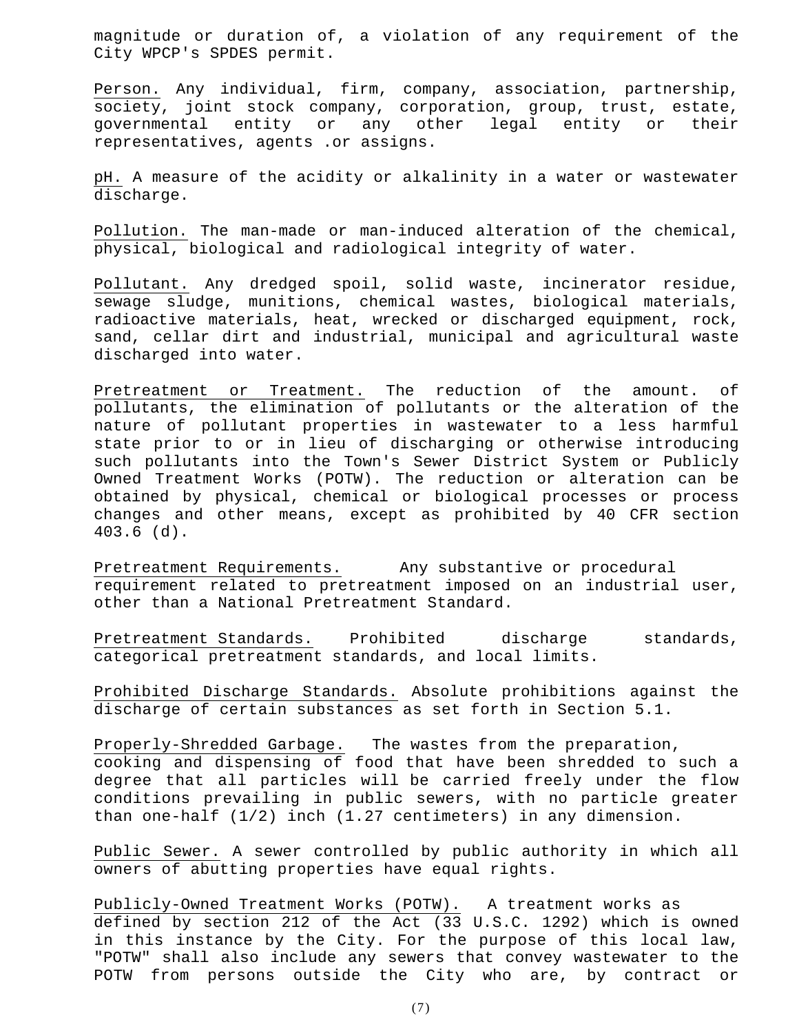magnitude or duration of, a violation of any requirement of the City WPCP's SPDES permit.

Person. Any individual, firm, company, association, partnership, society, joint stock company, corporation, group, trust, estate, governmental entity or any other legal entity or their representatives, agents .or assigns.

pH. A measure of the acidity or alkalinity in a water or wastewater discharge.

Pollution. The man-made or man-induced alteration of the chemical, physical, biological and radiological integrity of water.

Pollutant. Any dredged spoil, solid waste, incinerator residue, sewage sludge, munitions, chemical wastes, biological materials, radioactive materials, heat, wrecked or discharged equipment, rock, sand, cellar dirt and industrial, municipal and agricultural waste discharged into water.

Pretreatment or Treatment. The reduction of the amount. of pollutants, the elimination of pollutants or the alteration of the nature of pollutant properties in wastewater to a less harmful state prior to or in lieu of discharging or otherwise introducing such pollutants into the Town's Sewer District System or Publicly Owned Treatment Works (POTW). The reduction or alteration can be obtained by physical, chemical or biological processes or process changes and other means, except as prohibited by 40 CFR section 403.6 (d).

Pretreatment Requirements. Any substantive or procedural requirement related to pretreatment imposed on an industrial user, other than a National Pretreatment Standard.

Pretreatment Standards. Prohibited discharge standards, categorical pretreatment standards, and local limits.

Prohibited Discharge Standards. Absolute prohibitions against the discharge of certain substances as set forth in Section 5.1.

Properly-Shredded Garbage. The wastes from the preparation, cooking and dispensing of food that have been shredded to such a degree that all particles will be carried freely under the flow conditions prevailing in public sewers, with no particle greater than one-half (1/2) inch (1.27 centimeters) in any dimension.

Public Sewer. A sewer controlled by public authority in which all owners of abutting properties have equal rights.

Publicly-Owned Treatment Works (POTW). A treatment works as defined by section 212 of the Act (33 U.S.C. 1292) which is owned in this instance by the City. For the purpose of this local law, "POTW" shall also include any sewers that convey wastewater to the POTW from persons outside the City who are, by contract or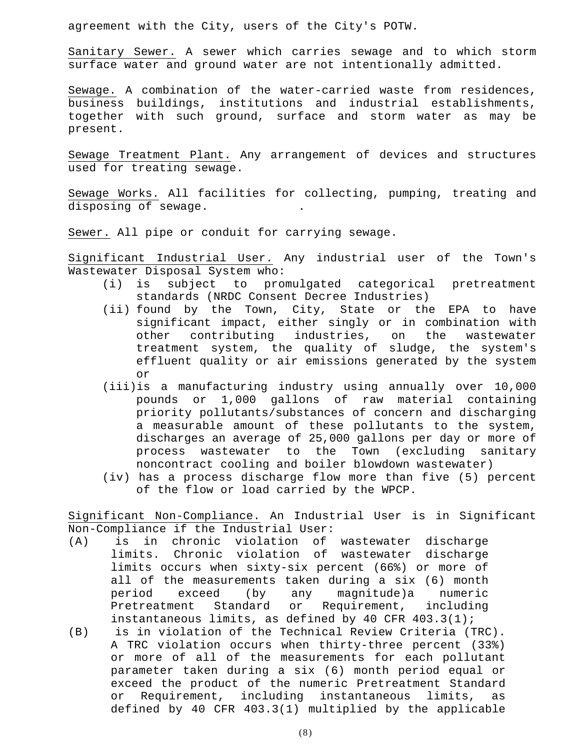agreement with the City, users of the City's POTW.

Sanitary Sewer. A sewer which carries sewage and to which storm surface water and ground water are not intentionally admitted.

Sewage. A combination of the water-carried waste from residences, business buildings, institutions and industrial establishments, together with such ground, surface and storm water as may be present.

Sewage Treatment Plant. Any arrangement of devices and structures used for treating sewage.

Sewage Works. All facilities for collecting, pumping, treating and disposing of sewage.

Sewer. All pipe or conduit for carrying sewage.

Significant Industrial User. Any industrial user of the Town's Wastewater Disposal System who:

- (i) is subject to promulgated categorical pretreatment standards (NRDC Consent Decree Industries)
- (ii) found by the Town, City, State or the EPA to have significant impact, either singly or in combination with other contributing industries, on the wastewater treatment system, the quality of sludge, the system's effluent quality or air emissions generated by the system or
- (iii) is a manufacturing industry using annually over 10,000 pounds or 1,000 gallons of raw material containing priority pollutants/substances of concern and discharging a measurable amount of these pollutants to the system, discharges an average of 25,000 gallons per day or more of process wastewater to the Town (excluding sanitary noncontract cooling and boiler blowdown wastewater)
- (iv) has a process discharge flow more than five (5) percent of the flow or load carried by the WPCP.

Significant Non-Compliance. An Industrial User is in Significant Non-Compliance if the Industrial User:

- (A) is in chronic violation of wastewater discharge limits. Chronic violation of wastewater discharge limits occurs when sixty-six percent (66%) or more of all of the measurements taken during a six (6) month period exceed (by any magnitude)a numeric Pretreatment Standard or Requirement, including instantaneous limits, as defined by 40 CFR 403.3(1);
- (B) is in violation of the Technical Review Criteria (TRC). A TRC violation occurs when thirty-three percent (33%) or more of all of the measurements for each pollutant parameter taken during a six (6) month period equal or exceed the product of the numeric Pretreatment Standard or Requirement, including instantaneous limits, as defined by 40 CFR 403.3(1) multiplied by the applicable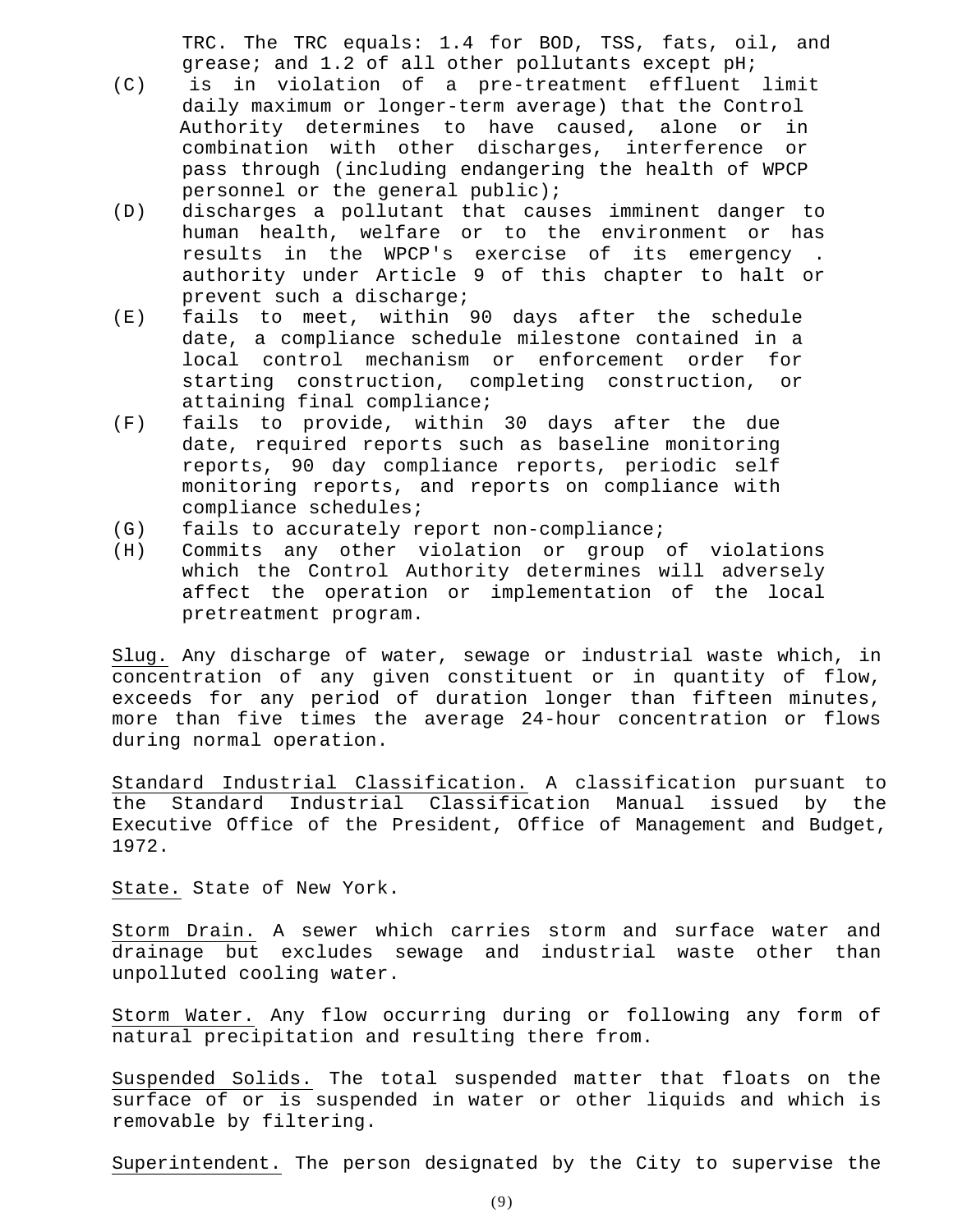TRC. The TRC equals: 1.4 for BOD, TSS, fats, oil, and grease; and 1.2 of all other pollutants except pH;

(C) is in violation of a pre-treatment effluent limit daily maximum or longer-term average) that the Control Authority determines to have caused, alone or in combination with other discharges, interference or pass through (including endangering the health of WPCP personnel or the general public);

(D) discharges a pollutant that causes imminent danger to human health, welfare or to the environment or has results in the WPCP's exercise of its emergency . authority under Article 9 of this chapter to halt or prevent such a discharge;

(E) fails to meet, within 90 days after the schedule date, a compliance schedule milestone contained in a local control mechanism or enforcement order for starting construction, completing construction, or attaining final compliance;

(F) fails to provide, within 30 days after the due date, required reports such as baseline monitoring reports, 90 day compliance reports, periodic self monitoring reports, and reports on compliance with compliance schedules;

(G) fails to accurately report non-compliance;

(H) Commits any other violation or group of violations which the Control Authority determines will adversely affect the operation or implementation of the local pretreatment program.

Slug. Any discharge of water, sewage or industrial waste which, in concentration of any given constituent or in quantity of flow, exceeds for any period of duration longer than fifteen minutes, more than five times the average 24-hour concentration or flows during normal operation.

Standard Industrial Classification. A classification pursuant to the Standard Industrial Classification Manual issued by the Executive Office of the President, Office of Management and Budget, 1972.

State. State of New York.

Storm Drain. A sewer which carries storm and surface water and drainage but excludes sewage and industrial waste other than unpolluted cooling water.

Storm Water. Any flow occurring during or following any form of natural precipitation and resulting there from.

Suspended Solids. The total suspended matter that floats on the surface of or is suspended in water or other liquids and which is removable by filtering.

Superintendent. The person designated by the City to supervise the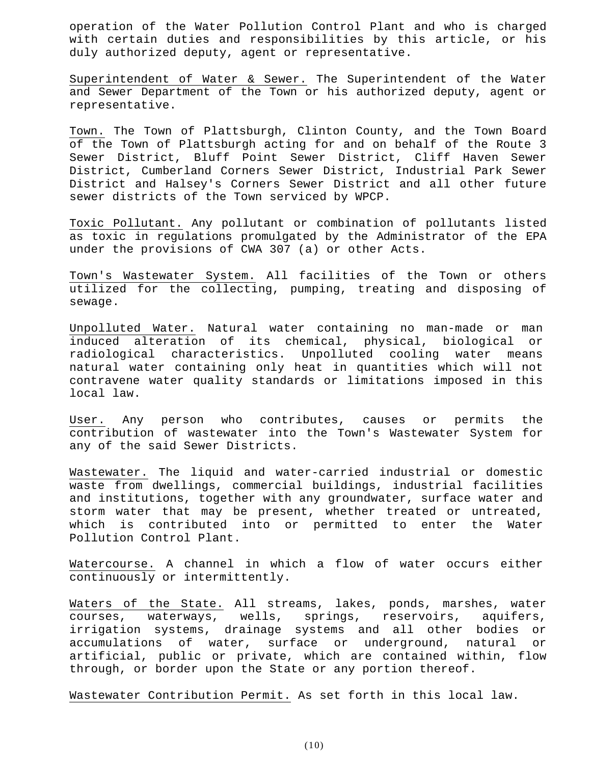operation of the Water Pollution Control Plant and who is charged with certain duties and responsibilities by this article, or his duly authorized deputy, agent or representative.

Superintendent of Water & Sewer. The Superintendent of the Water and Sewer Department of the Town or his authorized deputy, agent or representative.

Town. The Town of Plattsburgh, Clinton County, and the Town Board of the Town of Plattsburgh acting for and on behalf of the Route 3 Sewer District, Bluff Point Sewer District, Cliff Haven Sewer District, Cumberland Corners Sewer District, Industrial Park Sewer District and Halsey's Corners Sewer District and all other future sewer districts of the Town serviced by WPCP.

Toxic Pollutant. Any pollutant or combination of pollutants listed as toxic in regulations promulgated by the Administrator of the EPA under the provisions of CWA 307 (a) or other Acts.

Town's Wastewater System. All facilities of the Town or others utilized for the collecting, pumping, treating and disposing of sewage.

Unpolluted Water. Natural water containing no man-made or man induced alteration of its chemical, physical, biological or radiological characteristics. Unpolluted cooling water means natural water containing only heat in quantities which will not contravene water quality standards or limitations imposed in this local law.

User. Any person who contributes, causes or permits the contribution of wastewater into the Town's Wastewater System for any of the said Sewer Districts.

Wastewater. The liquid and water-carried industrial or domestic waste from dwellings, commercial buildings, industrial facilities and institutions, together with any groundwater, surface water and storm water that may be present, whether treated or untreated, which is contributed into or permitted to enter the Water Pollution Control Plant.

Watercourse. A channel in which a flow of water occurs either continuously or intermittently.

Waters of the State. All streams, lakes, ponds, marshes, water courses, waterways, wells, springs, reservoirs, aquifers, irrigation systems, drainage systems and all other bodies or accumulations of water, surface or underground, natural or artificial, public or private, which are contained within, flow through, or border upon the State or any portion thereof.

Wastewater Contribution Permit. As set forth in this local law.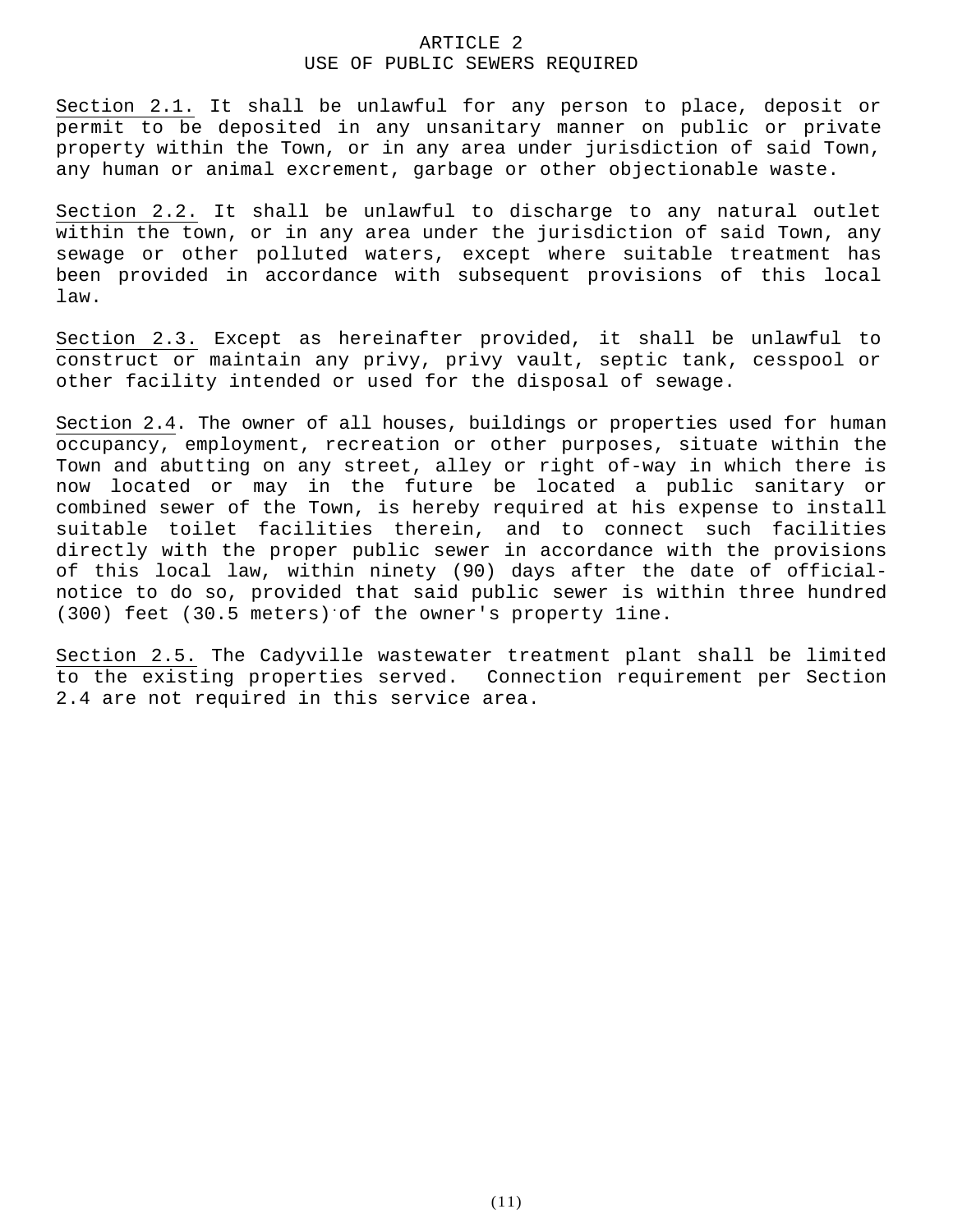# ARTICLE 2
## USE OF PUBLIC SEWERS REQUIRED

Section 2.1. It shall be unlawful for any person to place, deposit or permit to be deposited in any unsanitary manner on public or private property within the Town, or in any area under jurisdiction of said Town, any human or animal excrement, garbage or other objectionable waste.

Section 2.2. It shall be unlawful to discharge to any natural outlet within the town, or in any area under the jurisdiction of said Town, any sewage or other polluted waters, except where suitable treatment has been provided in accordance with subsequent provisions of this local law.

Section 2.3. Except as hereinafter provided, it shall be unlawful to construct or maintain any privy, privy vault, septic tank, cesspool or other facility intended or used for the disposal of sewage.

Section 2.4. The owner of all houses, buildings or properties used for human occupancy, employment, recreation or other purposes, situate within the Town and abutting on any street, alley or right of-way in which there is now located or may in the future be located a public sanitary or combined sewer of the Town, is hereby required at his expense to install suitable toilet facilities therein, and to connect such facilities directly with the proper public sewer in accordance with the provisions of this local law, within ninety (90) days after the date of official-notice to do so, provided that said public sewer is within three hundred (300) feet (30.5 meters) of the owner's property 1ine.

Section 2.5. The Cadyville wastewater treatment plant shall be limited to the existing properties served. Connection requirement per Section 2.4 are not required in this service area.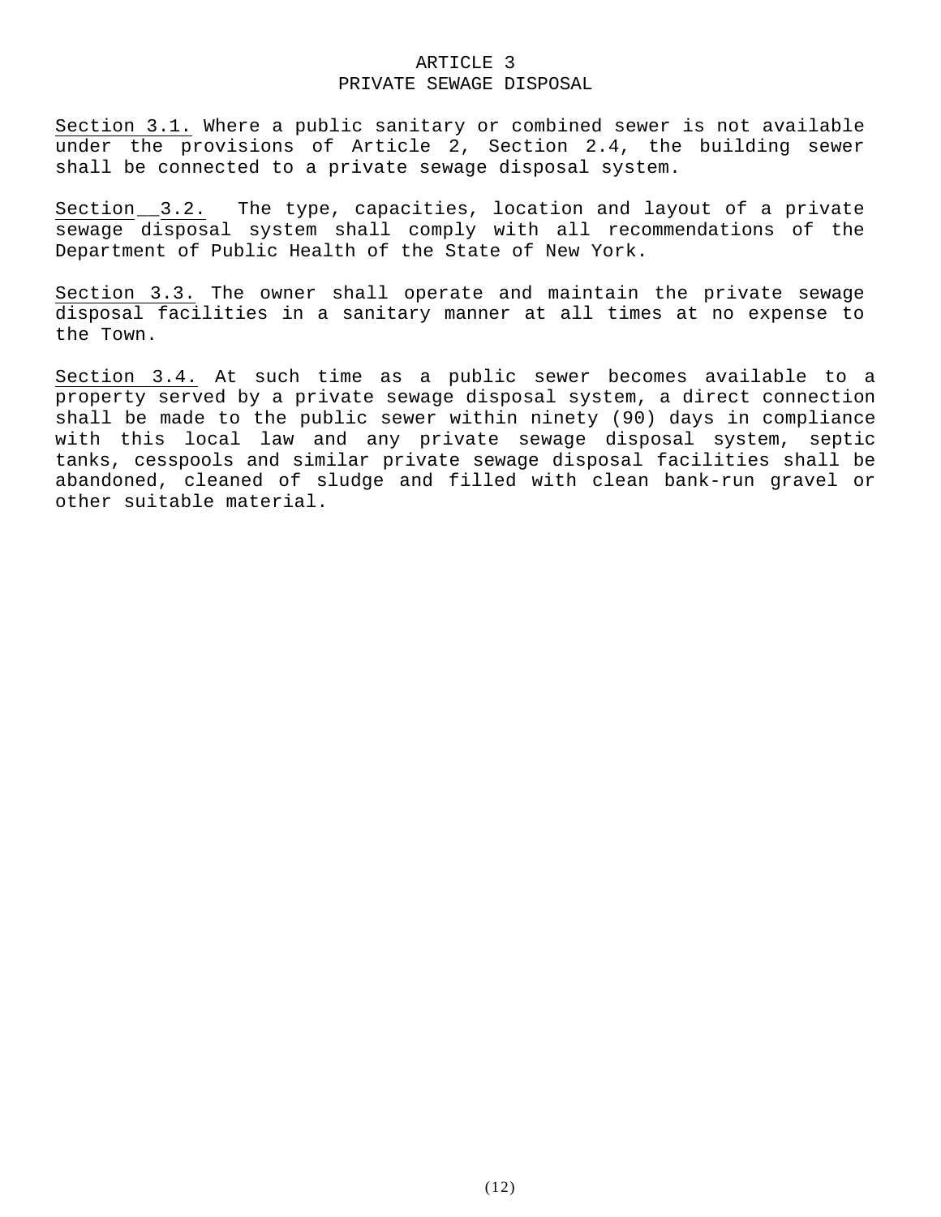# ARTICLE 3
## PRIVATE SEWAGE DISPOSAL

<u>Section 3.1.</u> Where a public sanitary or combined sewer is not available under the provisions of Article 2, Section 2.4, the building sewer shall be connected to a private sewage disposal system.

<u>Section 3.2.</u> The type, capacities, location and layout of a private sewage disposal system shall comply with all recommendations of the Department of Public Health of the State of New York.

<u>Section 3.3.</u> The owner shall operate and maintain the private sewage disposal facilities in a sanitary manner at all times at no expense to the Town.

<u>Section 3.4.</u> At such time as a public sewer becomes available to a property served by a private sewage disposal system, a direct connection shall be made to the public sewer within ninety (90) days in compliance with this local law and any private sewage disposal system, septic tanks, cesspools and similar private sewage disposal facilities shall be abandoned, cleaned of sludge and filled with clean bank-run gravel or other suitable material.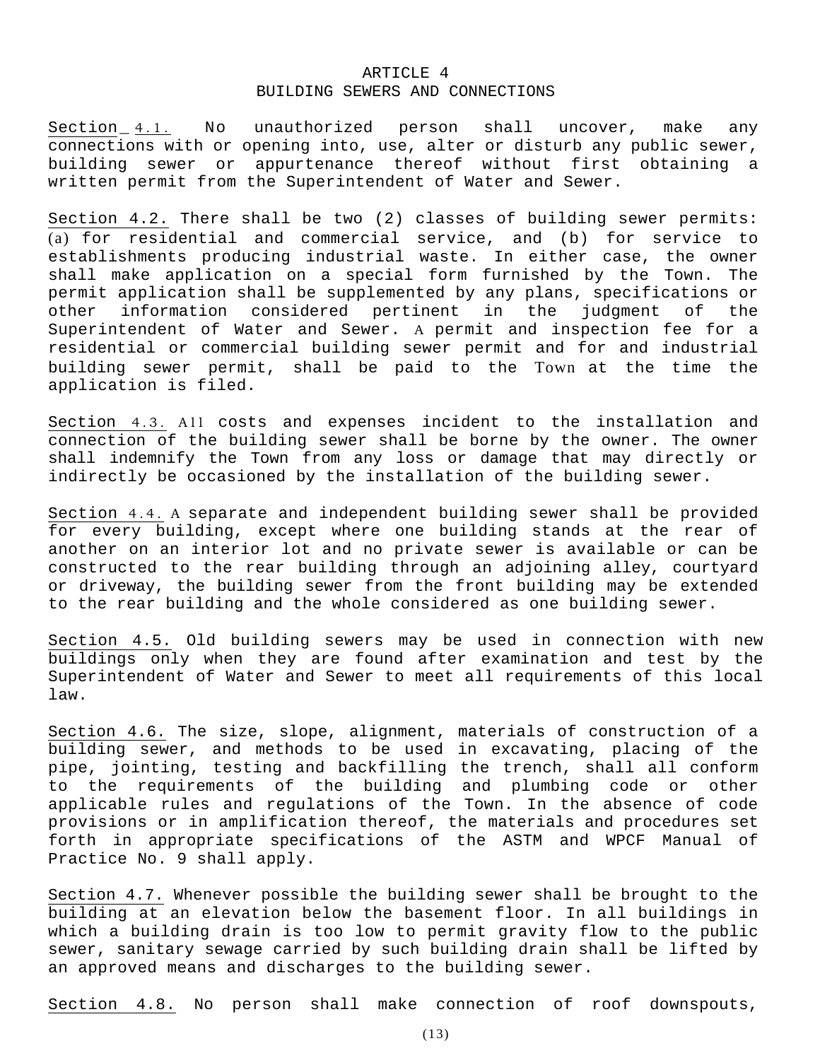# ARTICLE 4
## BUILDING SEWERS AND CONNECTIONS

Section 4.1. No unauthorized person shall uncover, make any connections with or opening into, use, alter or disturb any public sewer, building sewer or appurtenance thereof without first obtaining a written permit from the Superintendent of Water and Sewer.

Section 4.2. There shall be two (2) classes of building sewer permits: (a) for residential and commercial service, and (b) for service to establishments producing industrial waste. In either case, the owner shall make application on a special form furnished by the Town. The permit application shall be supplemented by any plans, specifications or other information considered pertinent in the judgment of the Superintendent of Water and Sewer. A permit and inspection fee for a residential or commercial building sewer permit and for and industrial building sewer permit, shall be paid to the Town at the time the application is filed.

Section 4.3. All costs and expenses incident to the installation and connection of the building sewer shall be borne by the owner. The owner shall indemnify the Town from any loss or damage that may directly or indirectly be occasioned by the installation of the building sewer.

Section 4.4. A separate and independent building sewer shall be provided for every building, except where one building stands at the rear of another on an interior lot and no private sewer is available or can be constructed to the rear building through an adjoining alley, courtyard or driveway, the building sewer from the front building may be extended to the rear building and the whole considered as one building sewer.

Section 4.5. Old building sewers may be used in connection with new buildings only when they are found after examination and test by the Superintendent of Water and Sewer to meet all requirements of this local law.

Section 4.6. The size, slope, alignment, materials of construction of a building sewer, and methods to be used in excavating, placing of the pipe, jointing, testing and backfilling the trench, shall all conform to the requirements of the building and plumbing code or other applicable rules and regulations of the Town. In the absence of code provisions or in amplification thereof, the materials and procedures set forth in appropriate specifications of the ASTM and WPCF Manual of Practice No. 9 shall apply.

Section 4.7. Whenever possible the building sewer shall be brought to the building at an elevation below the basement floor. In all buildings in which a building drain is too low to permit gravity flow to the public sewer, sanitary sewage carried by such building drain shall be lifted by an approved means and discharges to the building sewer.

Section 4.8. No person shall make connection of roof downspouts,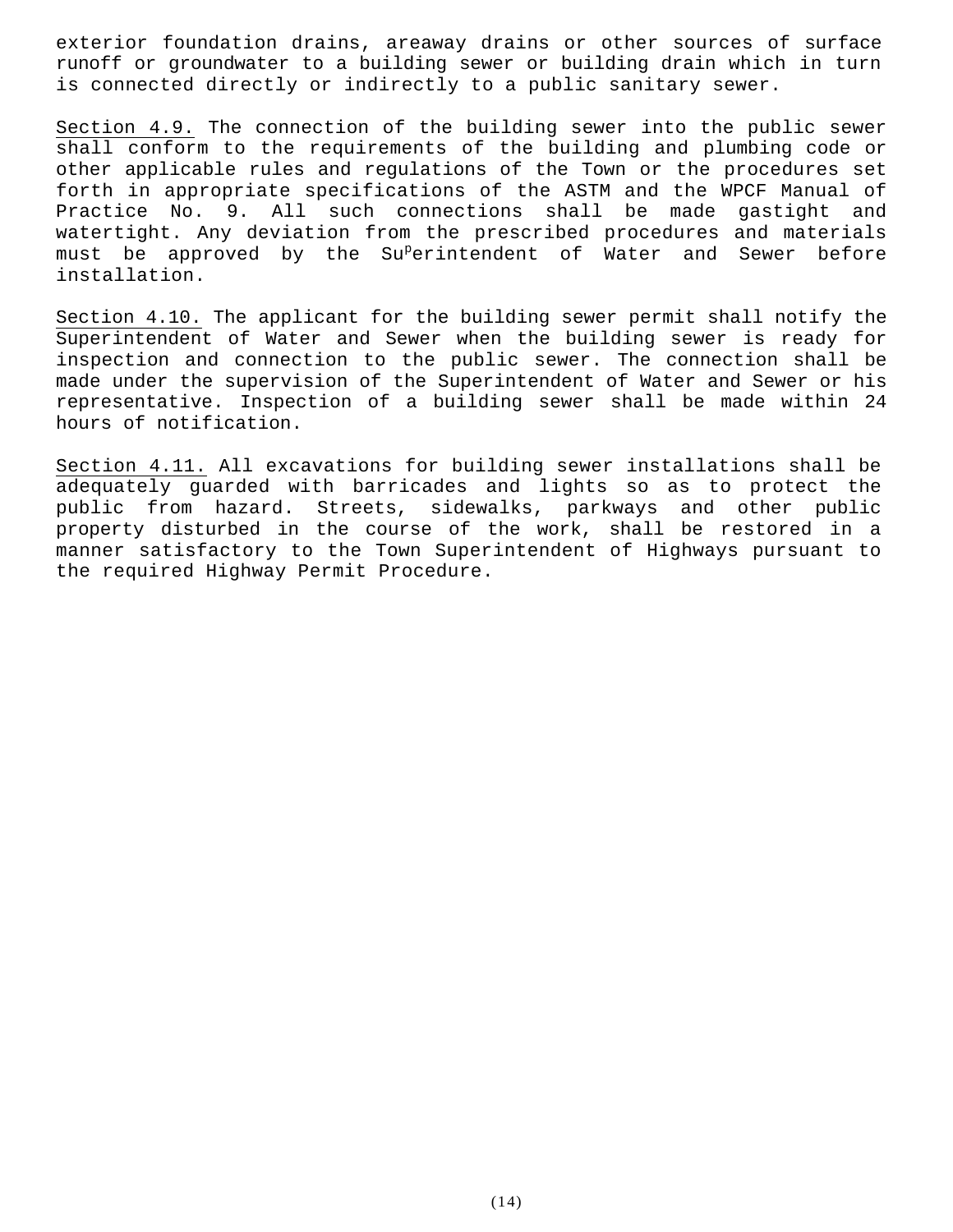exterior foundation drains, areaway drains or other sources of surface runoff or groundwater to a building sewer or building drain which in turn is connected directly or indirectly to a public sanitary sewer.

Section 4.9. The connection of the building sewer into the public sewer shall conform to the requirements of the building and plumbing code or other applicable rules and regulations of the Town or the procedures set forth in appropriate specifications of the ASTM and the WPCF Manual of Practice No. 9. All such connections shall be made gastight and watertight. Any deviation from the prescribed procedures and materials must be approved by the Superintendent of Water and Sewer before installation.

Section 4.10. The applicant for the building sewer permit shall notify the Superintendent of Water and Sewer when the building sewer is ready for inspection and connection to the public sewer. The connection shall be made under the supervision of the Superintendent of Water and Sewer or his representative. Inspection of a building sewer shall be made within 24 hours of notification.

Section 4.11. All excavations for building sewer installations shall be adequately guarded with barricades and lights so as to protect the public from hazard. Streets, sidewalks, parkways and other public property disturbed in the course of the work, shall be restored in a manner satisfactory to the Town Superintendent of Highways pursuant to the required Highway Permit Procedure.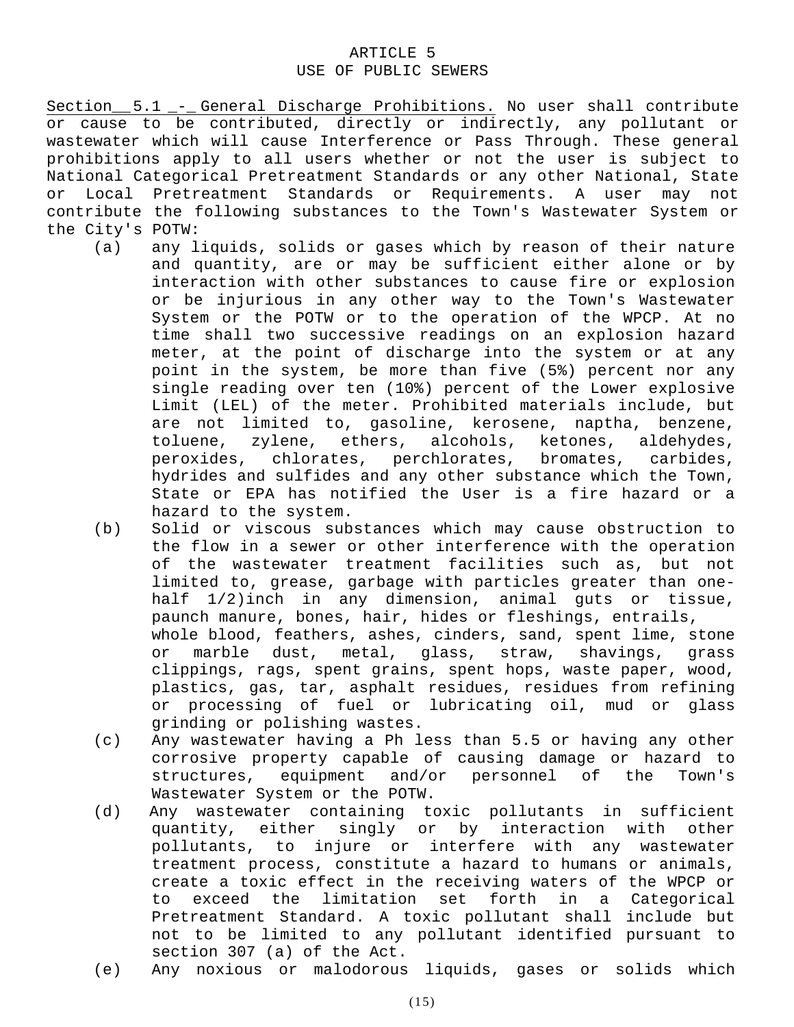# ARTICLE 5
## USE OF PUBLIC SEWERS

Section 5.1 - General Discharge Prohibitions. No user shall contribute or cause to be contributed, directly or indirectly, any pollutant or wastewater which will cause Interference or Pass Through. These general prohibitions apply to all users whether or not the user is subject to National Categorical Pretreatment Standards or any other National, State or Local Pretreatment Standards or Requirements. A user may not contribute the following substances to the Town's Wastewater System or the City's POTW:

(a) any liquids, solids or gases which by reason of their nature and quantity, are or may be sufficient either alone or by interaction with other substances to cause fire or explosion or be injurious in any other way to the Town's Wastewater System or the POTW or to the operation of the WPCP. At no time shall two successive readings on an explosion hazard meter, at the point of discharge into the system or at any point in the system, be more than five (5%) percent nor any single reading over ten (10%) percent of the Lower explosive Limit (LEL) of the meter. Prohibited materials include, but are not limited to, gasoline, kerosene, naptha, benzene, toluene, zylene, ethers, alcohols, ketones, aldehydes, peroxides, chlorates, perchlorates, bromates, carbides, hydrides and sulfides and any other substance which the Town, State or EPA has notified the User is a fire hazard or a hazard to the system.

(b) Solid or viscous substances which may cause obstruction to the flow in a sewer or other interference with the operation of the wastewater treatment facilities such as, but not limited to, grease, garbage with particles greater than one-half 1/2)inch in any dimension, animal guts or tissue, paunch manure, bones, hair, hides or fleshings, entrails, whole blood, feathers, ashes, cinders, sand, spent lime, stone or marble dust, metal, glass, straw, shavings, grass clippings, rags, spent grains, spent hops, waste paper, wood, plastics, gas, tar, asphalt residues, residues from refining or processing of fuel or lubricating oil, mud or glass grinding or polishing wastes.

(c) Any wastewater having a Ph less than 5.5 or having any other corrosive property capable of causing damage or hazard to structures, equipment and/or personnel of the Town's Wastewater System or the POTW.

(d) Any wastewater containing toxic pollutants in sufficient quantity, either singly or by interaction with other pollutants, to injure or interfere with any wastewater treatment process, constitute a hazard to humans or animals, create a toxic effect in the receiving waters of the WPCP or to exceed the limitation set forth in a Categorical Pretreatment Standard. A toxic pollutant shall include but not to be limited to any pollutant identified pursuant to section 307 (a) of the Act.

(e) Any noxious or malodorous liquids, gases or solids which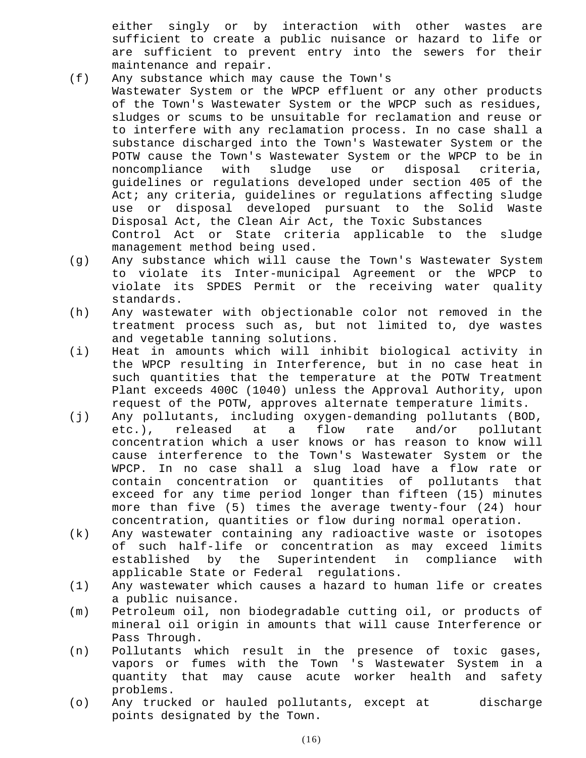either singly or by interaction with other wastes are sufficient to create a public nuisance or hazard to life or are sufficient to prevent entry into the sewers for their maintenance and repair.

(f) Any substance which may cause the Town's Wastewater System or the WPCP effluent or any other products of the Town's Wastewater System or the WPCP such as residues, sludges or scums to be unsuitable for reclamation and reuse or to interfere with any reclamation process. In no case shall a substance discharged into the Town's Wastewater System or the POTW cause the Town's Wastewater System or the WPCP to be in noncompliance with sludge use or disposal criteria, guidelines or regulations developed under section 405 of the Act; any criteria, guidelines or regulations affecting sludge use or disposal developed pursuant to the Solid Waste Disposal Act, the Clean Air Act, the Toxic Substances Control Act or State criteria applicable to the sludge management method being used.

(g) Any substance which will cause the Town's Wastewater System to violate its Inter-municipal Agreement or the WPCP to violate its SPDES Permit or the receiving water quality standards.

(h) Any wastewater with objectionable color not removed in the treatment process such as, but not limited to, dye wastes and vegetable tanning solutions.

(i) Heat in amounts which will inhibit biological activity in the WPCP resulting in Interference, but in no case heat in such quantities that the temperature at the POTW Treatment Plant exceeds 400C (1040) unless the Approval Authority, upon request of the POTW, approves alternate temperature limits.

(j) Any pollutants, including oxygen-demanding pollutants (BOD, etc.), released at a flow rate and/or pollutant concentration which a user knows or has reason to know will cause interference to the Town's Wastewater System or the WPCP. In no case shall a slug load have a flow rate or contain concentration or quantities of pollutants that exceed for any time period longer than fifteen (15) minutes more than five (5) times the average twenty-four (24) hour concentration, quantities or flow during normal operation.

(k) Any wastewater containing any radioactive waste or isotopes of such half-life or concentration as may exceed limits established by the Superintendent in compliance with applicable State or Federal regulations.

(1) Any wastewater which causes a hazard to human life or creates a public nuisance.

(m) Petroleum oil, non biodegradable cutting oil, or products of mineral oil origin in amounts that will cause Interference or Pass Through.

(n) Pollutants which result in the presence of toxic gases, vapors or fumes with the Town 's Wastewater System in a quantity that may cause acute worker health and safety problems.

(o) Any trucked or hauled pollutants, except at discharge points designated by the Town.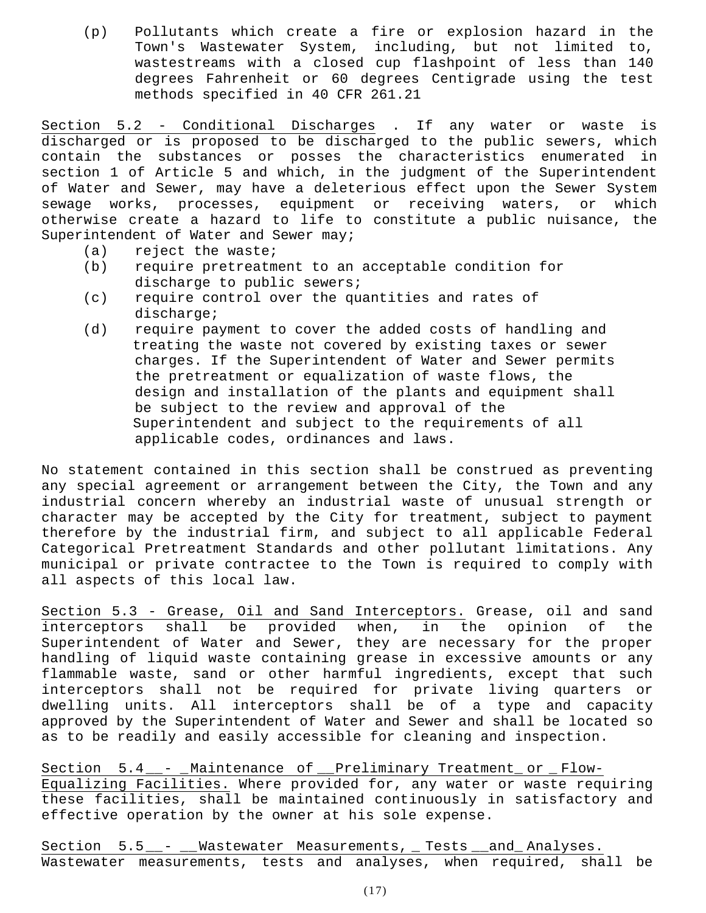(p) Pollutants which create a fire or explosion hazard in the Town's Wastewater System, including, but not limited to, wastestreams with a closed cup flashpoint of less than 140 degrees Fahrenheit or 60 degrees Centigrade using the test methods specified in 40 CFR 261.21

Section 5.2 - Conditional Discharges . If any water or waste is discharged or is proposed to be discharged to the public sewers, which contain the substances or posses the characteristics enumerated in section 1 of Article 5 and which, in the judgment of the Superintendent of Water and Sewer, may have a deleterious effect upon the Sewer System sewage works, processes, equipment or receiving waters, or which otherwise create a hazard to life to constitute a public nuisance, the Superintendent of Water and Sewer may;

(a) reject the waste;

(b) require pretreatment to an acceptable condition for discharge to public sewers;

(c) require control over the quantities and rates of discharge;

(d) require payment to cover the added costs of handling and treating the waste not covered by existing taxes or sewer charges. If the Superintendent of Water and Sewer permits the pretreatment or equalization of waste flows, the design and installation of the plants and equipment shall be subject to the review and approval of the Superintendent and subject to the requirements of all applicable codes, ordinances and laws.

No statement contained in this section shall be construed as preventing any special agreement or arrangement between the City, the Town and any industrial concern whereby an industrial waste of unusual strength or character may be accepted by the City for treatment, subject to payment therefore by the industrial firm, and subject to all applicable Federal Categorical Pretreatment Standards and other pollutant limitations. Any municipal or private contractee to the Town is required to comply with all aspects of this local law.

Section 5.3 - Grease, Oil and Sand Interceptors. Grease, oil and sand interceptors shall be provided when, in the opinion of the Superintendent of Water and Sewer, they are necessary for the proper handling of liquid waste containing grease in excessive amounts or any flammable waste, sand or other harmful ingredients, except that such interceptors shall not be required for private living quarters or dwelling units. All interceptors shall be of a type and capacity approved by the Superintendent of Water and Sewer and shall be located so as to be readily and easily accessible for cleaning and inspection.

Section 5.4 - Maintenance of Preliminary Treatment or Flow-Equalizing Facilities. Where provided for, any water or waste requiring these facilities, shall be maintained continuously in satisfactory and effective operation by the owner at his sole expense.

Section 5.5 - Wastewater Measurements, Tests and Analyses. Wastewater measurements, tests and analyses, when required, shall be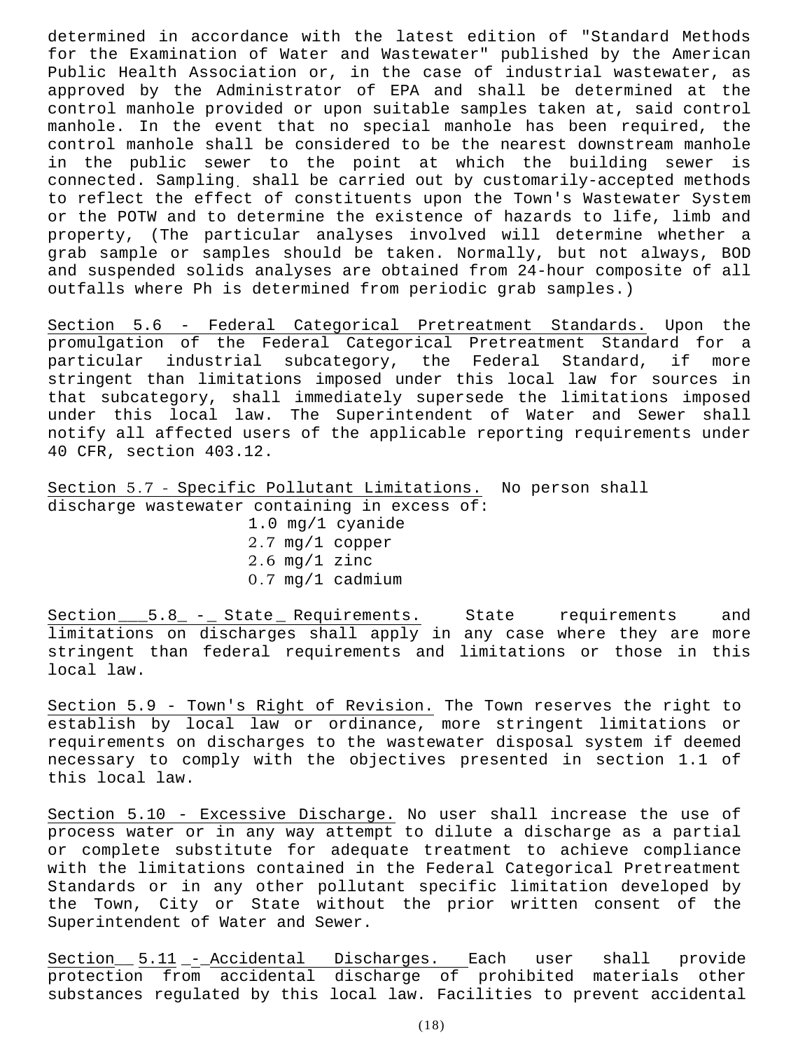determined in accordance with the latest edition of "Standard Methods for the Examination of Water and Wastewater" published by the American Public Health Association or, in the case of industrial wastewater, as approved by the Administrator of EPA and shall be determined at the control manhole provided or upon suitable samples taken at, said control manhole. In the event that no special manhole has been required, the control manhole shall be considered to be the nearest downstream manhole in the public sewer to the point at which the building sewer is connected. Sampling shall be carried out by customarily-accepted methods to reflect the effect of constituents upon the Town's Wastewater System or the POTW and to determine the existence of hazards to life, limb and property, (The particular analyses involved will determine whether a grab sample or samples should be taken. Normally, but not always, BOD and suspended solids analyses are obtained from 24-hour composite of all outfalls where Ph is determined from periodic grab samples.)

Section 5.6 - Federal Categorical Pretreatment Standards. Upon the promulgation of the Federal Categorical Pretreatment Standard for a particular industrial subcategory, the Federal Standard, if more stringent than limitations imposed under this local law for sources in that subcategory, shall immediately supersede the limitations imposed under this local law. The Superintendent of Water and Sewer shall notify all affected users of the applicable reporting requirements under 40 CFR, section 403.12.

Section 5.7 - Specific Pollutant Limitations. No person shall discharge wastewater containing in excess of:

1.0 mg/1 cyanide
2.7 mg/1 copper
2.6 mg/1 zinc
0.7 mg/1 cadmium

Section 5.8 - State Requirements. State requirements and limitations on discharges shall apply in any case where they are more stringent than federal requirements and limitations or those in this local law.

Section 5.9 - Town's Right of Revision. The Town reserves the right to establish by local law or ordinance, more stringent limitations or requirements on discharges to the wastewater disposal system if deemed necessary to comply with the objectives presented in section 1.1 of this local law.

Section 5.10 - Excessive Discharge. No user shall increase the use of process water or in any way attempt to dilute a discharge as a partial or complete substitute for adequate treatment to achieve compliance with the limitations contained in the Federal Categorical Pretreatment Standards or in any other pollutant specific limitation developed by the Town, City or State without the prior written consent of the Superintendent of Water and Sewer.

Section 5.11 - Accidental Discharges. Each user shall provide protection from accidental discharge of prohibited materials other substances regulated by this local law. Facilities to prevent accidental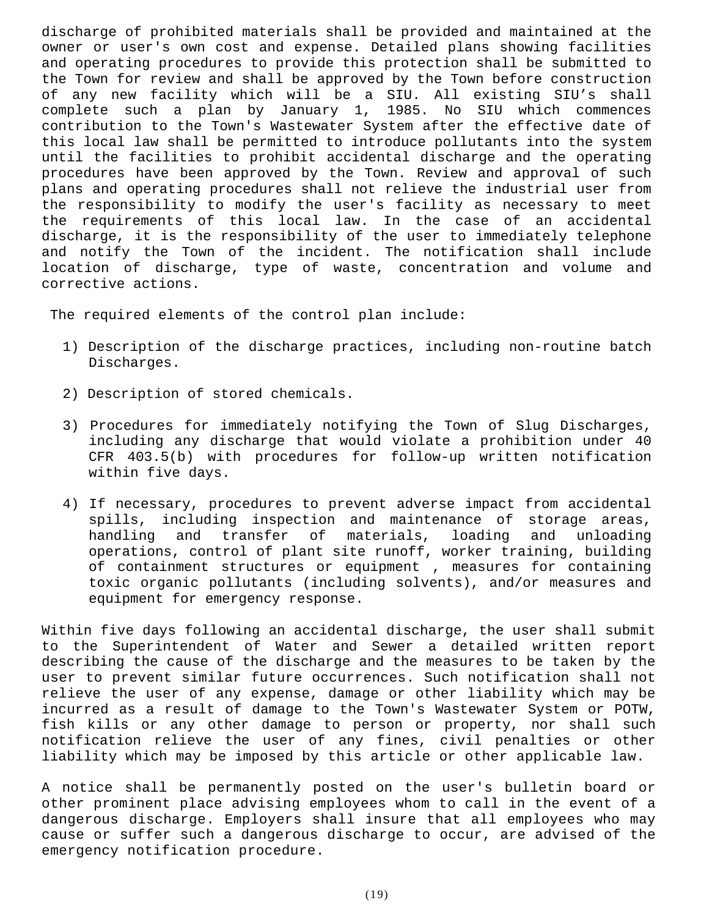discharge of prohibited materials shall be provided and maintained at the owner or user's own cost and expense. Detailed plans showing facilities and operating procedures to provide this protection shall be submitted to the Town for review and shall be approved by the Town before construction of any new facility which will be a SIU. All existing SIU's shall complete such a plan by January 1, 1985. No SIU which commences contribution to the Town's Wastewater System after the effective date of this local law shall be permitted to introduce pollutants into the system until the facilities to prohibit accidental discharge and the operating procedures have been approved by the Town. Review and approval of such plans and operating procedures shall not relieve the industrial user from the responsibility to modify the user's facility as necessary to meet the requirements of this local law. In the case of an accidental discharge, it is the responsibility of the user to immediately telephone and notify the Town of the incident. The notification shall include location of discharge, type of waste, concentration and volume and corrective actions.

The required elements of the control plan include:

1) Description of the discharge practices, including non-routine batch Discharges.

2) Description of stored chemicals.

3) Procedures for immediately notifying the Town of Slug Discharges, including any discharge that would violate a prohibition under 40 CFR 403.5(b) with procedures for follow-up written notification within five days.

4) If necessary, procedures to prevent adverse impact from accidental spills, including inspection and maintenance of storage areas, handling and transfer of materials, loading and unloading operations, control of plant site runoff, worker training, building of containment structures or equipment , measures for containing toxic organic pollutants (including solvents), and/or measures and equipment for emergency response.

Within five days following an accidental discharge, the user shall submit to the Superintendent of Water and Sewer a detailed written report describing the cause of the discharge and the measures to be taken by the user to prevent similar future occurrences. Such notification shall not relieve the user of any expense, damage or other liability which may be incurred as a result of damage to the Town's Wastewater System or POTW, fish kills or any other damage to person or property, nor shall such notification relieve the user of any fines, civil penalties or other liability which may be imposed by this article or other applicable law.

A notice shall be permanently posted on the user's bulletin board or other prominent place advising employees whom to call in the event of a dangerous discharge. Employers shall insure that all employees who may cause or suffer such a dangerous discharge to occur, are advised of the emergency notification procedure.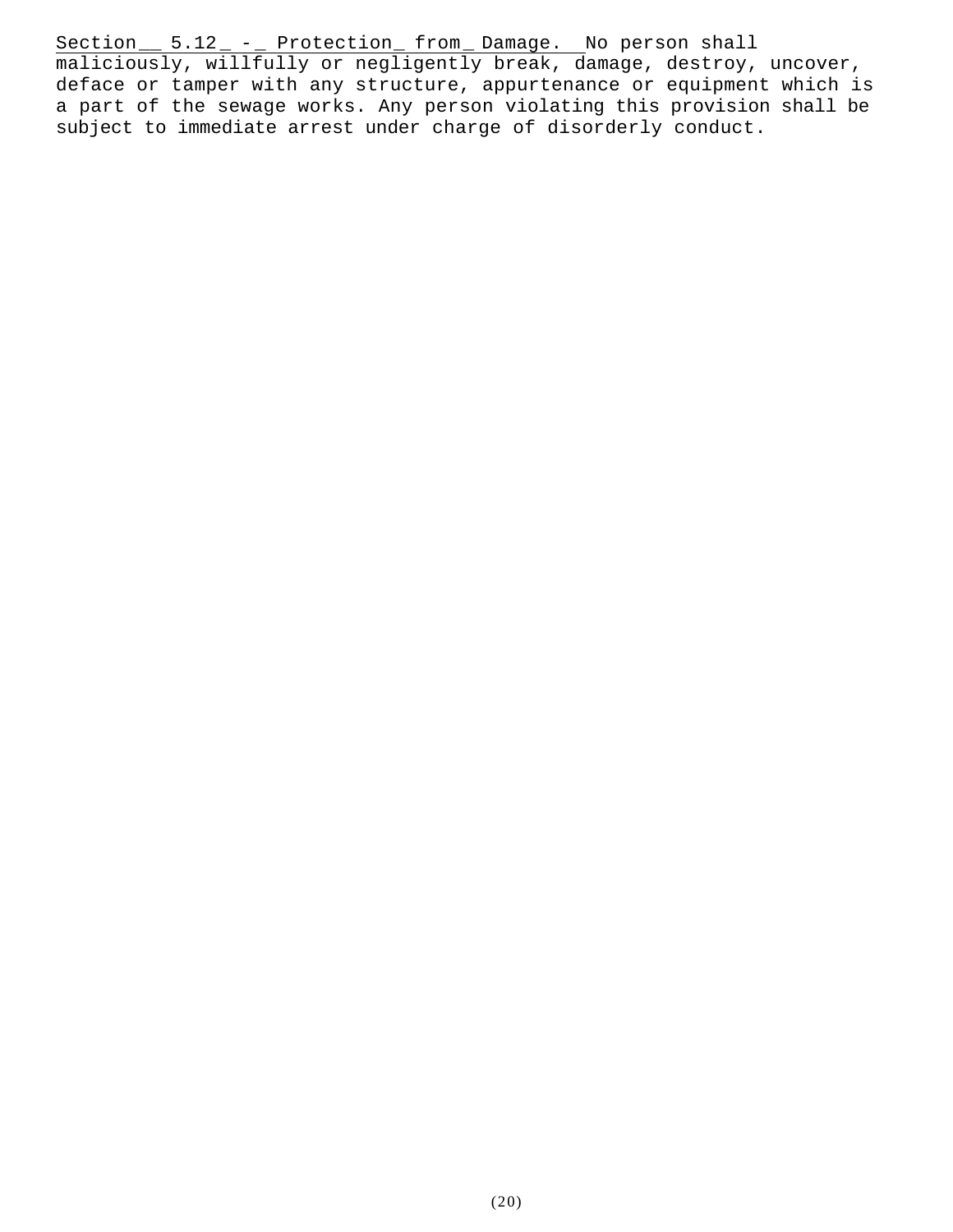Section 5.12 - Protection from Damage. No person shall maliciously, willfully or negligently break, damage, destroy, uncover, deface or tamper with any structure, appurtenance or equipment which is a part of the sewage works. Any person violating this provision shall be subject to immediate arrest under charge of disorderly conduct.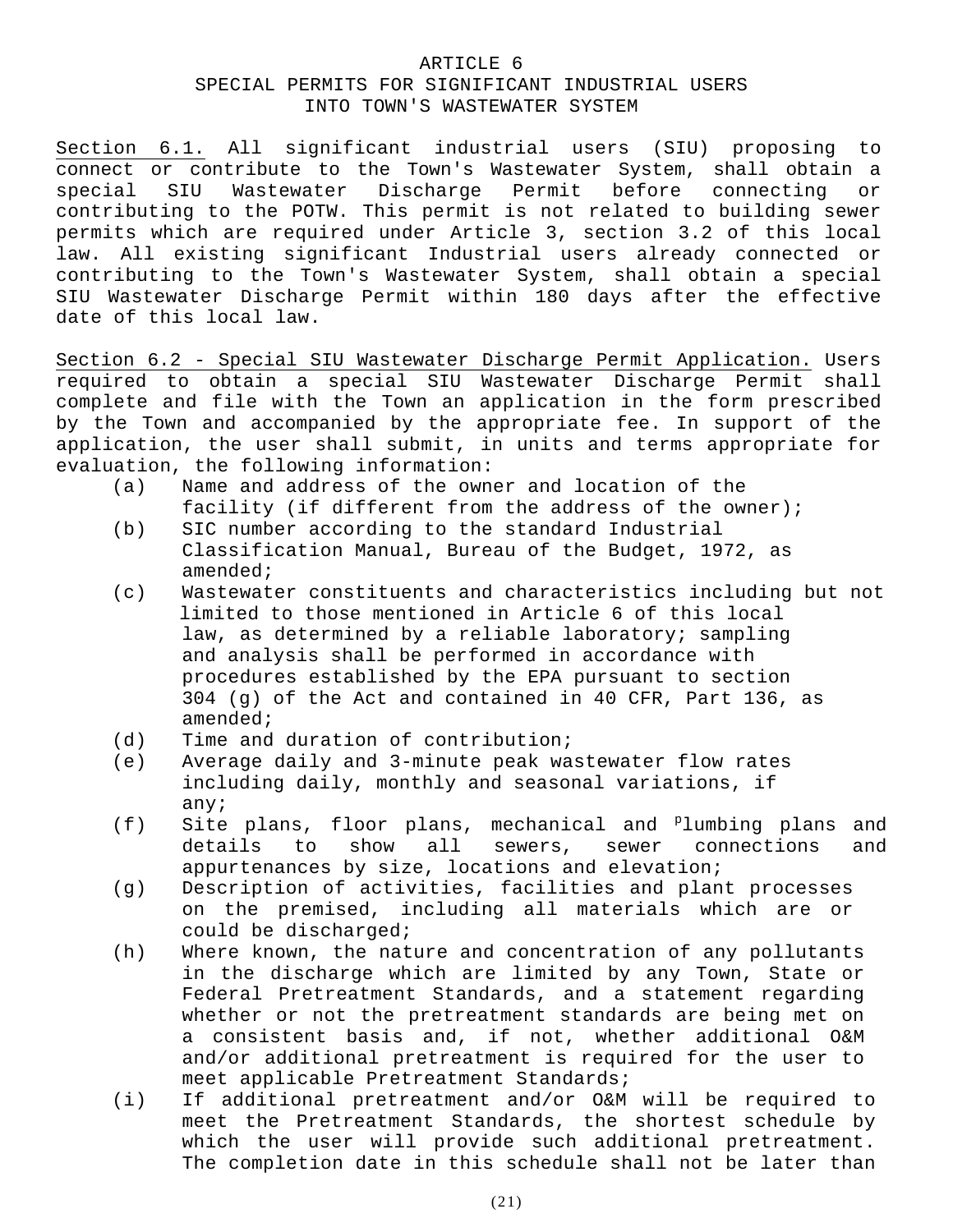# ARTICLE 6
## SPECIAL PERMITS FOR SIGNIFICANT INDUSTRIAL USERS INTO TOWN'S WASTEWATER SYSTEM

Section 6.1. All significant industrial users (SIU) proposing to connect or contribute to the Town's Wastewater System, shall obtain a special SIU Wastewater Discharge Permit before connecting or contributing to the POTW. This permit is not related to building sewer permits which are required under Article 3, section 3.2 of this local law. All existing significant Industrial users already connected or contributing to the Town's Wastewater System, shall obtain a special SIU Wastewater Discharge Permit within 180 days after the effective date of this local law.

Section 6.2 - Special SIU Wastewater Discharge Permit Application. Users required to obtain a special SIU Wastewater Discharge Permit shall complete and file with the Town an application in the form prescribed by the Town and accompanied by the appropriate fee. In support of the application, the user shall submit, in units and terms appropriate for evaluation, the following information:

- (a) Name and address of the owner and location of the facility (if different from the address of the owner);
- (b) SIC number according to the standard Industrial Classification Manual, Bureau of the Budget, 1972, as amended;
- (c) Wastewater constituents and characteristics including but not limited to those mentioned in Article 6 of this local law, as determined by a reliable laboratory; sampling and analysis shall be performed in accordance with procedures established by the EPA pursuant to section 304 (g) of the Act and contained in 40 CFR, Part 136, as amended;
- (d) Time and duration of contribution;
- (e) Average daily and 3-minute peak wastewater flow rates including daily, monthly and seasonal variations, if any;
- (f) Site plans, floor plans, mechanical and plumbing plans and details to show all sewers, sewer connections and appurtenances by size, locations and elevation;
- (g) Description of activities, facilities and plant processes on the premised, including all materials which are or could be discharged;
- (h) Where known, the nature and concentration of any pollutants in the discharge which are limited by any Town, State or Federal Pretreatment Standards, and a statement regarding whether or not the pretreatment standards are being met on a consistent basis and, if not, whether additional O&M and/or additional pretreatment is required for the user to meet applicable Pretreatment Standards;
- (i) If additional pretreatment and/or O&M will be required to meet the Pretreatment Standards, the shortest schedule by which the user will provide such additional pretreatment. The completion date in this schedule shall not be later than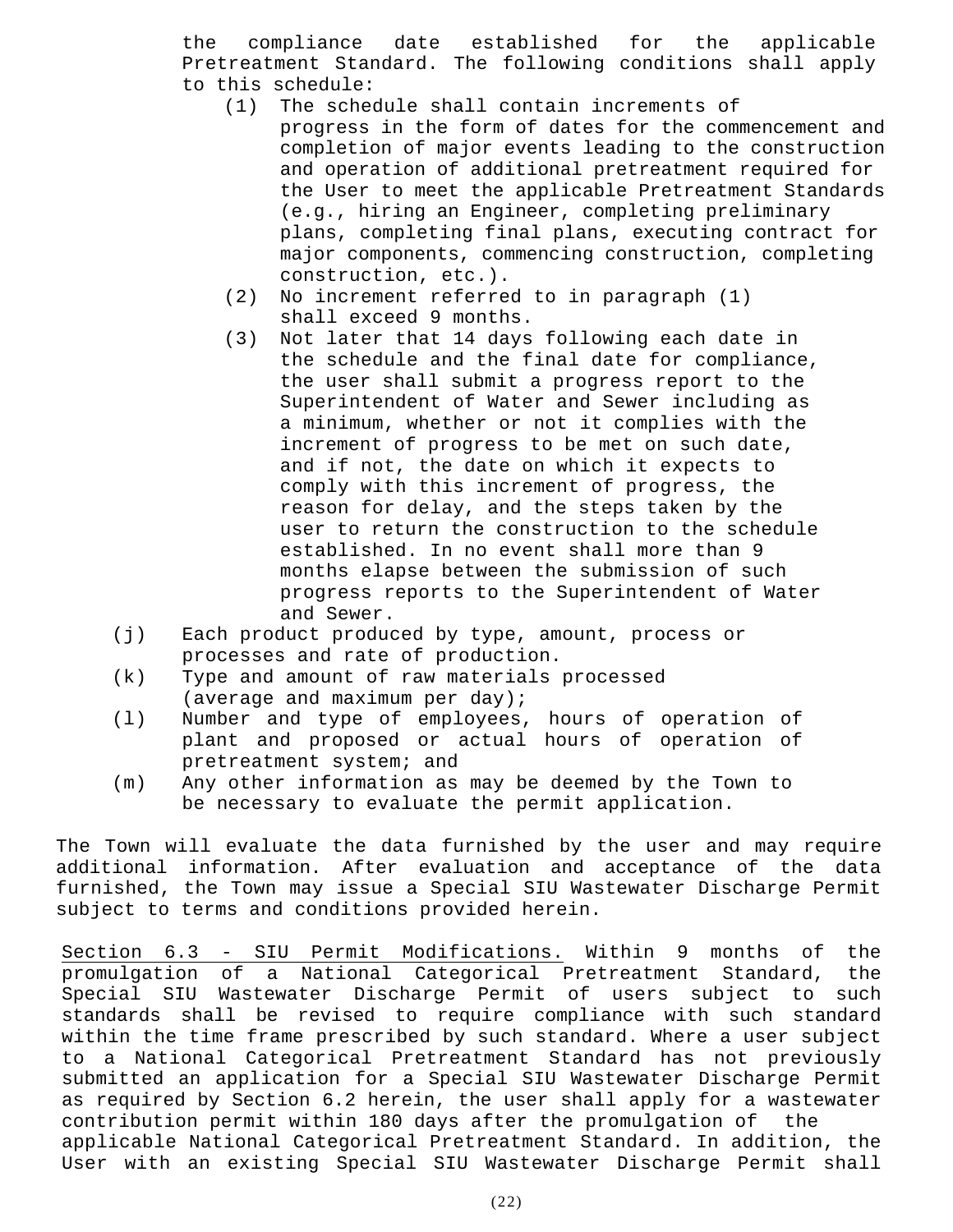the compliance date established for the applicable Pretreatment Standard. The following conditions shall apply to this schedule:

(1) The schedule shall contain increments of progress in the form of dates for the commencement and completion of major events leading to the construction and operation of additional pretreatment required for the User to meet the applicable Pretreatment Standards (e.g., hiring an Engineer, completing preliminary plans, completing final plans, executing contract for major components, commencing construction, completing construction, etc.).

(2) No increment referred to in paragraph (1) shall exceed 9 months.

(3) Not later that 14 days following each date in the schedule and the final date for compliance, the user shall submit a progress report to the Superintendent of Water and Sewer including as a minimum, whether or not it complies with the increment of progress to be met on such date, and if not, the date on which it expects to comply with this increment of progress, the reason for delay, and the steps taken by the user to return the construction to the schedule established. In no event shall more than 9 months elapse between the submission of such progress reports to the Superintendent of Water and Sewer.

(j) Each product produced by type, amount, process or processes and rate of production.

(k) Type and amount of raw materials processed (average and maximum per day);

(l) Number and type of employees, hours of operation of plant and proposed or actual hours of operation of pretreatment system; and

(m) Any other information as may be deemed by the Town to be necessary to evaluate the permit application.

The Town will evaluate the data furnished by the user and may require additional information. After evaluation and acceptance of the data furnished, the Town may issue a Special SIU Wastewater Discharge Permit subject to terms and conditions provided herein.

<u>Section 6.3 - SIU Permit Modifications.</u> Within 9 months of the promulgation of a National Categorical Pretreatment Standard, the Special SIU Wastewater Discharge Permit of users subject to such standards shall be revised to require compliance with such standard within the time frame prescribed by such standard. Where a user subject to a National Categorical Pretreatment Standard has not previously submitted an application for a Special SIU Wastewater Discharge Permit as required by Section 6.2 herein, the user shall apply for a wastewater contribution permit within 180 days after the promulgation of the applicable National Categorical Pretreatment Standard. In addition, the User with an existing Special SIU Wastewater Discharge Permit shall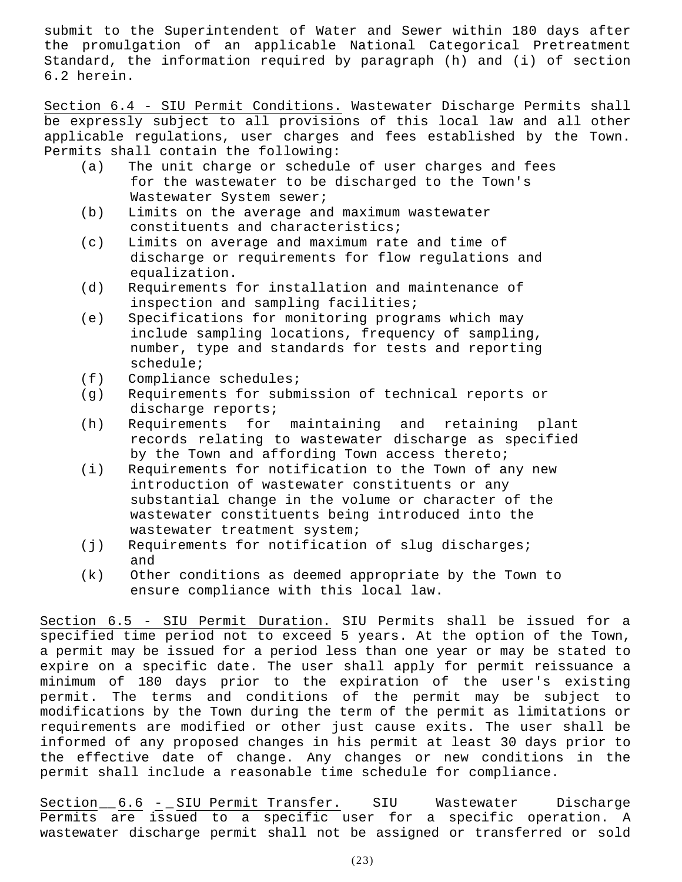submit to the Superintendent of Water and Sewer within 180 days after the promulgation of an applicable National Categorical Pretreatment Standard, the information required by paragraph (h) and (i) of section 6.2 herein.

<u>Section 6.4 - SIU Permit Conditions.</u> Wastewater Discharge Permits shall be expressly subject to all provisions of this local law and all other applicable regulations, user charges and fees established by the Town. Permits shall contain the following:

- (a) The unit charge or schedule of user charges and fees for the wastewater to be discharged to the Town's Wastewater System sewer;
- (b) Limits on the average and maximum wastewater constituents and characteristics;
- (c) Limits on average and maximum rate and time of discharge or requirements for flow regulations and equalization.
- (d) Requirements for installation and maintenance of inspection and sampling facilities;
- (e) Specifications for monitoring programs which may include sampling locations, frequency of sampling, number, type and standards for tests and reporting schedule;
- (f) Compliance schedules;
- (g) Requirements for submission of technical reports or discharge reports;
- (h) Requirements for maintaining and retaining plant records relating to wastewater discharge as specified by the Town and affording Town access thereto;
- (i) Requirements for notification to the Town of any new introduction of wastewater constituents or any substantial change in the volume or character of the wastewater constituents being introduced into the wastewater treatment system;
- (j) Requirements for notification of slug discharges; and
- (k) Other conditions as deemed appropriate by the Town to ensure compliance with this local law.

<u>Section 6.5 - SIU Permit Duration.</u> SIU Permits shall be issued for a specified time period not to exceed 5 years. At the option of the Town, a permit may be issued for a period less than one year or may be stated to expire on a specific date. The user shall apply for permit reissuance a minimum of 180 days prior to the expiration of the user's existing permit. The terms and conditions of the permit may be subject to modifications by the Town during the term of the permit as limitations or requirements are modified or other just cause exits. The user shall be informed of any proposed changes in his permit at least 30 days prior to the effective date of change. Any changes or new conditions in the permit shall include a reasonable time schedule for compliance.

<u>Section 6.6 - SIU Permit Transfer.</u> SIU Wastewater Discharge Permits are issued to a specific user for a specific operation. A wastewater discharge permit shall not be assigned or transferred or sold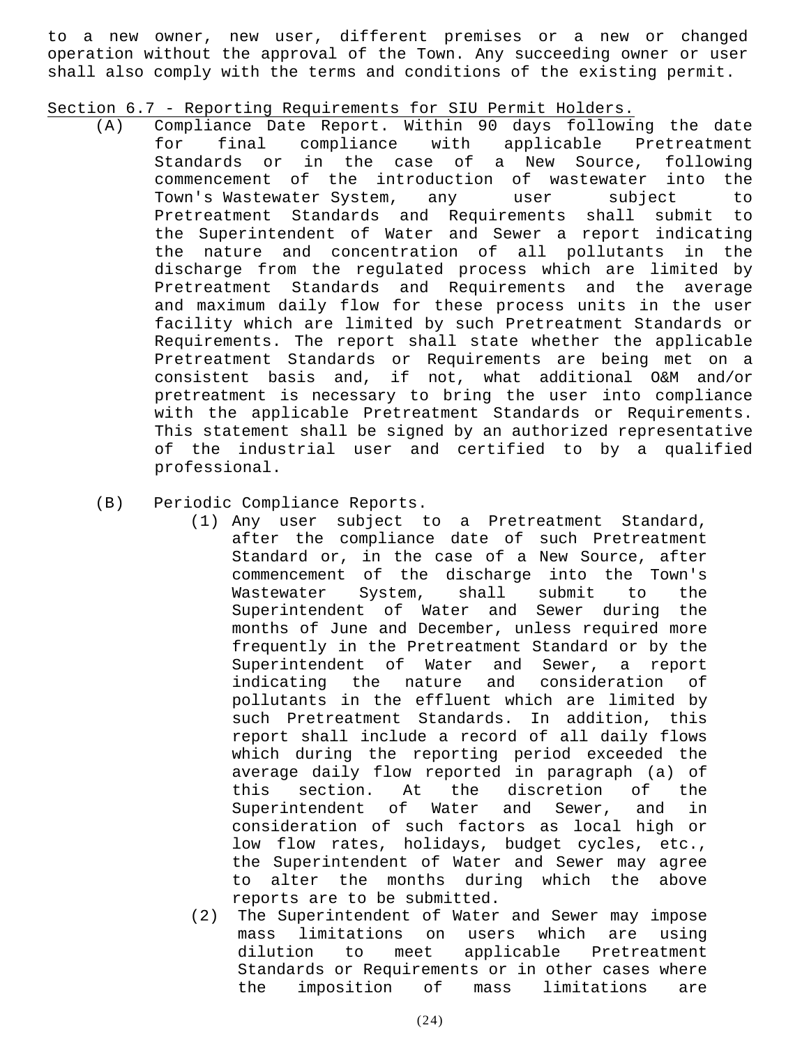to a new owner, new user, different premises or a new or changed operation without the approval of the Town. Any succeeding owner or user shall also comply with the terms and conditions of the existing permit.

Section 6.7 - Reporting Requirements for SIU Permit Holders.

(A) Compliance Date Report. Within 90 days following the date for final compliance with applicable Pretreatment Standards or in the case of a New Source, following commencement of the introduction of wastewater into the Town's Wastewater System, any user subject to Pretreatment Standards and Requirements shall submit to the Superintendent of Water and Sewer a report indicating the nature and concentration of all pollutants in the discharge from the regulated process which are limited by Pretreatment Standards and Requirements and the average and maximum daily flow for these process units in the user facility which are limited by such Pretreatment Standards or Requirements. The report shall state whether the applicable Pretreatment Standards or Requirements are being met on a consistent basis and, if not, what additional O&M and/or pretreatment is necessary to bring the user into compliance with the applicable Pretreatment Standards or Requirements. This statement shall be signed by an authorized representative of the industrial user and certified to by a qualified professional.

(B) Periodic Compliance Reports.

(1) Any user subject to a Pretreatment Standard, after the compliance date of such Pretreatment Standard or, in the case of a New Source, after commencement of the discharge into the Town's Wastewater System, shall submit to the Superintendent of Water and Sewer during the months of June and December, unless required more frequently in the Pretreatment Standard or by the Superintendent of Water and Sewer, a report indicating the nature and consideration of pollutants in the effluent which are limited by such Pretreatment Standards. In addition, this report shall include a record of all daily flows which during the reporting period exceeded the average daily flow reported in paragraph (a) of this section. At the discretion of the Superintendent of Water and Sewer, and in consideration of such factors as local high or low flow rates, holidays, budget cycles, etc., the Superintendent of Water and Sewer may agree to alter the months during which the above reports are to be submitted.

(2) The Superintendent of Water and Sewer may impose mass limitations on users which are using dilution to meet applicable Pretreatment Standards or Requirements or in other cases where the imposition of mass limitations are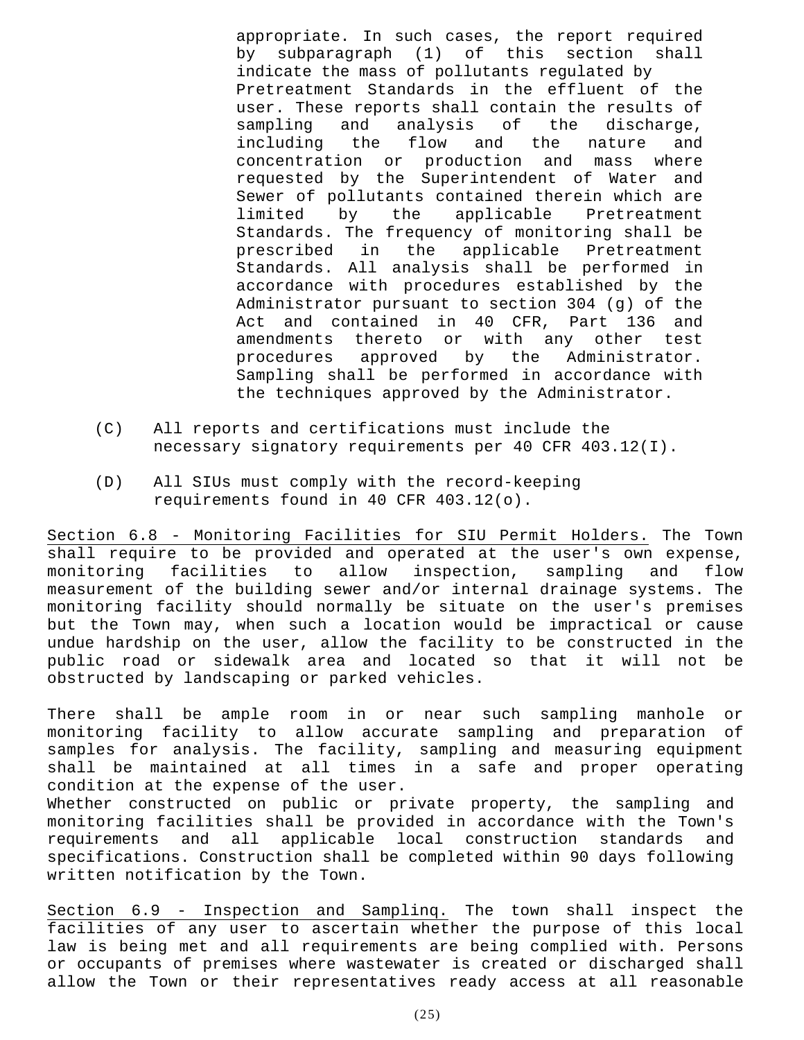appropriate. In such cases, the report required by subparagraph (1) of this section shall indicate the mass of pollutants regulated by Pretreatment Standards in the effluent of the user. These reports shall contain the results of sampling and analysis of the discharge, including the flow and the nature and concentration or production and mass where requested by the Superintendent of Water and Sewer of pollutants contained therein which are limited by the applicable Pretreatment Standards. The frequency of monitoring shall be prescribed in the applicable Pretreatment Standards. All analysis shall be performed in accordance with procedures established by the Administrator pursuant to section 304 (g) of the Act and contained in 40 CFR, Part 136 and amendments thereto or with any other test procedures approved by the Administrator. Sampling shall be performed in accordance with the techniques approved by the Administrator.

(C) All reports and certifications must include the necessary signatory requirements per 40 CFR 403.12(I).

(D) All SIUs must comply with the record-keeping requirements found in 40 CFR 403.12(o).

Section 6.8 - Monitoring Facilities for SIU Permit Holders. The Town shall require to be provided and operated at the user's own expense, monitoring facilities to allow inspection, sampling and flow measurement of the building sewer and/or internal drainage systems. The monitoring facility should normally be situate on the user's premises but the Town may, when such a location would be impractical or cause undue hardship on the user, allow the facility to be constructed in the public road or sidewalk area and located so that it will not be obstructed by landscaping or parked vehicles.

There shall be ample room in or near such sampling manhole or monitoring facility to allow accurate sampling and preparation of samples for analysis. The facility, sampling and measuring equipment shall be maintained at all times in a safe and proper operating condition at the expense of the user.
Whether constructed on public or private property, the sampling and monitoring facilities shall be provided in accordance with the Town's requirements and all applicable local construction standards and specifications. Construction shall be completed within 90 days following written notification by the Town.

Section 6.9 - Inspection and Samplinq. The town shall inspect the facilities of any user to ascertain whether the purpose of this local law is being met and all requirements are being complied with. Persons or occupants of premises where wastewater is created or discharged shall allow the Town or their representatives ready access at all reasonable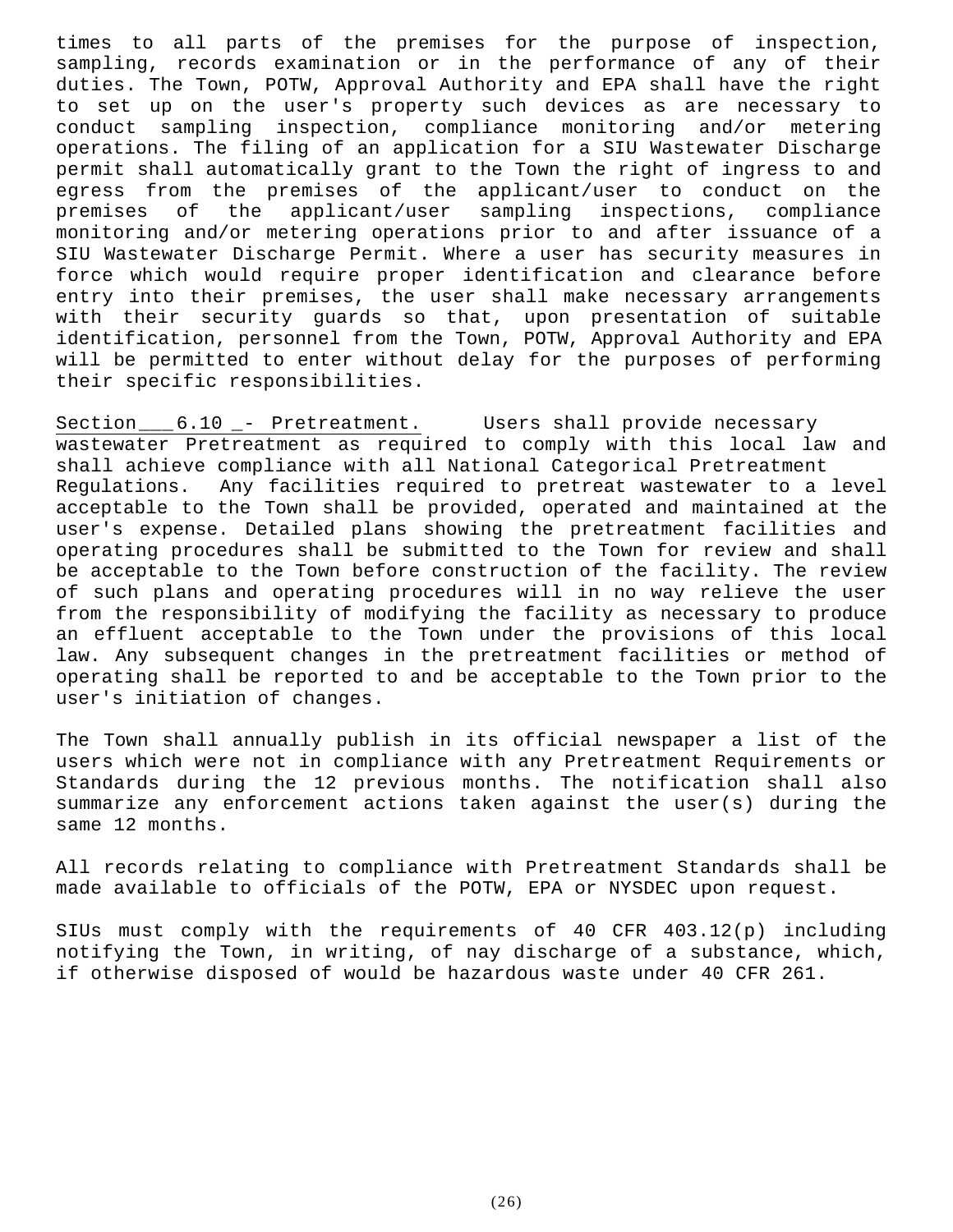times to all parts of the premises for the purpose of inspection, sampling, records examination or in the performance of any of their duties. The Town, POTW, Approval Authority and EPA shall have the right to set up on the user's property such devices as are necessary to conduct sampling inspection, compliance monitoring and/or metering operations. The filing of an application for a SIU Wastewater Discharge permit shall automatically grant to the Town the right of ingress to and egress from the premises of the applicant/user to conduct on the premises of the applicant/user sampling inspections, compliance monitoring and/or metering operations prior to and after issuance of a SIU Wastewater Discharge Permit. Where a user has security measures in force which would require proper identification and clearance before entry into their premises, the user shall make necessary arrangements with their security guards so that, upon presentation of suitable identification, personnel from the Town, POTW, Approval Authority and EPA will be permitted to enter without delay for the purposes of performing their specific responsibilities.

Section 6.10 - Pretreatment. Users shall provide necessary wastewater Pretreatment as required to comply with this local law and shall achieve compliance with all National Categorical Pretreatment Regulations. Any facilities required to pretreat wastewater to a level acceptable to the Town shall be provided, operated and maintained at the user's expense. Detailed plans showing the pretreatment facilities and operating procedures shall be submitted to the Town for review and shall be acceptable to the Town before construction of the facility. The review of such plans and operating procedures will in no way relieve the user from the responsibility of modifying the facility as necessary to produce an effluent acceptable to the Town under the provisions of this local law. Any subsequent changes in the pretreatment facilities or method of operating shall be reported to and be acceptable to the Town prior to the user's initiation of changes.

The Town shall annually publish in its official newspaper a list of the users which were not in compliance with any Pretreatment Requirements or Standards during the 12 previous months. The notification shall also summarize any enforcement actions taken against the user(s) during the same 12 months.

All records relating to compliance with Pretreatment Standards shall be made available to officials of the POTW, EPA or NYSDEC upon request.

SIUs must comply with the requirements of 40 CFR 403.12(p) including notifying the Town, in writing, of nay discharge of a substance, which, if otherwise disposed of would be hazardous waste under 40 CFR 261.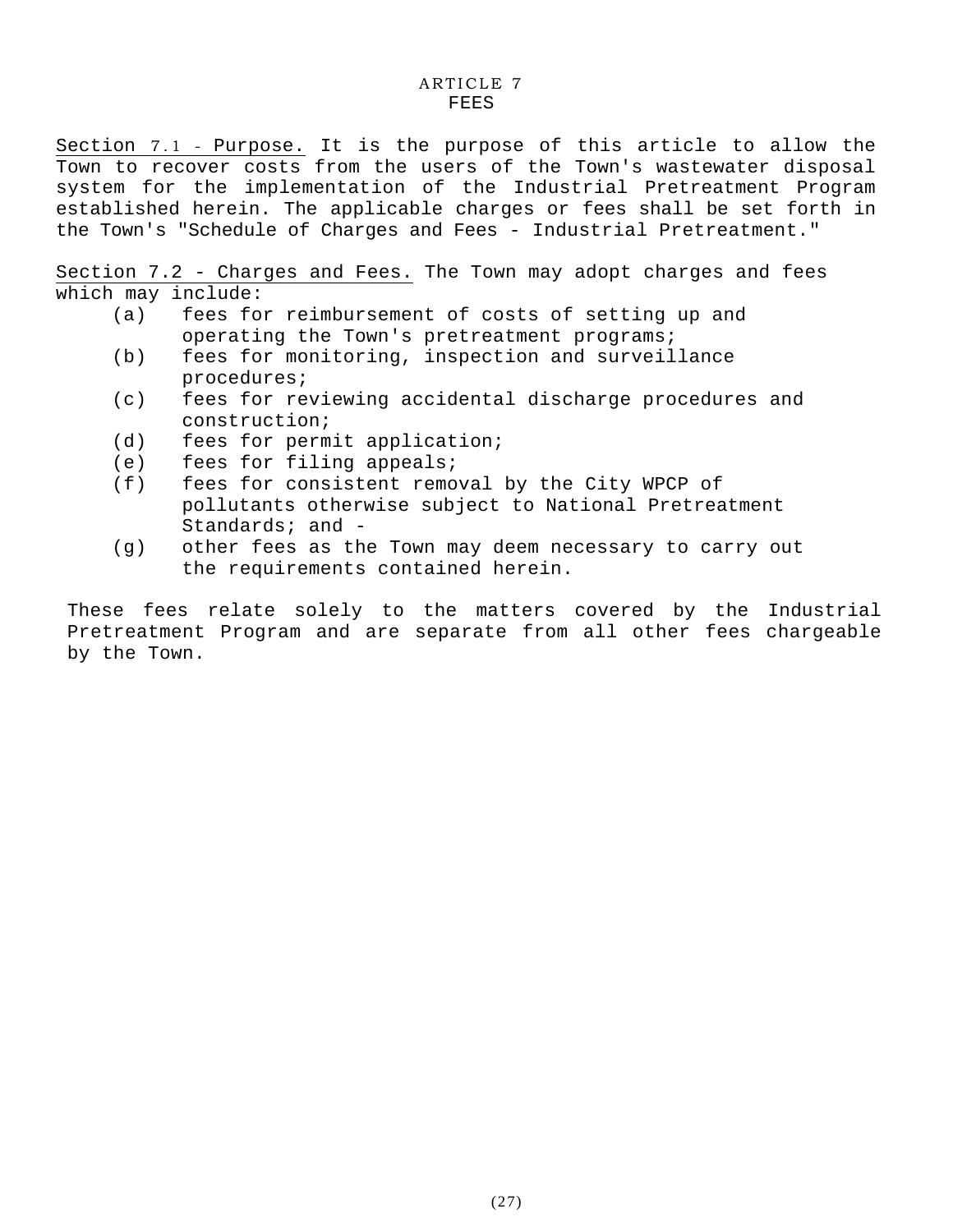# ARTICLE 7
## FEES

Section 7.1 - Purpose. It is the purpose of this article to allow the Town to recover costs from the users of the Town's wastewater disposal system for the implementation of the Industrial Pretreatment Program established herein. The applicable charges or fees shall be set forth in the Town's "Schedule of Charges and Fees - Industrial Pretreatment."

Section 7.2 - Charges and Fees. The Town may adopt charges and fees which may include:

(a) fees for reimbursement of costs of setting up and operating the Town's pretreatment programs;
(b) fees for monitoring, inspection and surveillance procedures;
(c) fees for reviewing accidental discharge procedures and construction;
(d) fees for permit application;
(e) fees for filing appeals;
(f) fees for consistent removal by the City WPCP of pollutants otherwise subject to National Pretreatment Standards; and -
(g) other fees as the Town may deem necessary to carry out the requirements contained herein.

These fees relate solely to the matters covered by the Industrial Pretreatment Program and are separate from all other fees chargeable by the Town.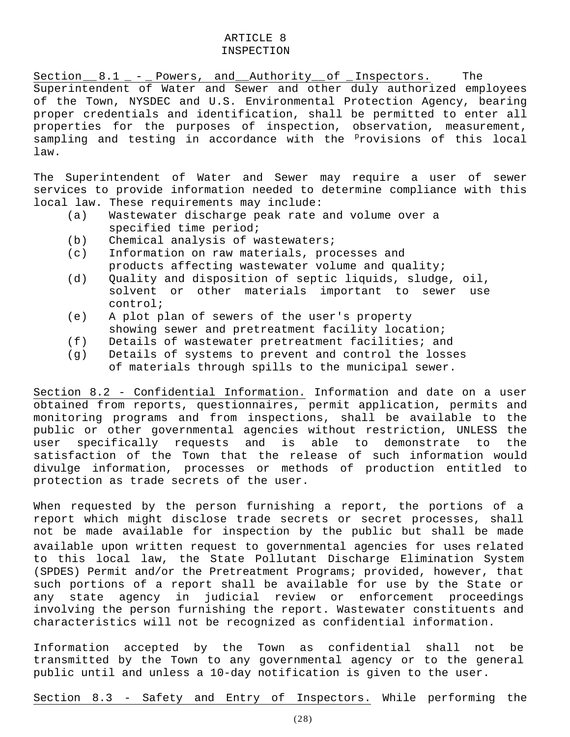# ARTICLE 8
## INSPECTION

Section 8.1 - Powers, and Authority of Inspectors. The Superintendent of Water and Sewer and other duly authorized employees of the Town, NYSDEC and U.S. Environmental Protection Agency, bearing proper credentials and identification, shall be permitted to enter all properties for the purposes of inspection, observation, measurement, sampling and testing in accordance with the provisions of this local law.

The Superintendent of Water and Sewer may require a user of sewer services to provide information needed to determine compliance with this local law. These requirements may include:

(a) Wastewater discharge peak rate and volume over a specified time period;
(b) Chemical analysis of wastewaters;
(c) Information on raw materials, processes and products affecting wastewater volume and quality;
(d) Quality and disposition of septic liquids, sludge, oil, solvent or other materials important to sewer use control;
(e) A plot plan of sewers of the user's property showing sewer and pretreatment facility location;
(f) Details of wastewater pretreatment facilities; and
(g) Details of systems to prevent and control the losses of materials through spills to the municipal sewer.

Section 8.2 - Confidential Information. Information and date on a user obtained from reports, questionnaires, permit application, permits and monitoring programs and from inspections, shall be available to the public or other governmental agencies without restriction, UNLESS the user specifically requests and is able to demonstrate to the satisfaction of the Town that the release of such information would divulge information, processes or methods of production entitled to protection as trade secrets of the user.

When requested by the person furnishing a report, the portions of a report which might disclose trade secrets or secret processes, shall not be made available for inspection by the public but shall be made available upon written request to governmental agencies for uses related to this local law, the State Pollutant Discharge Elimination System (SPDES) Permit and/or the Pretreatment Programs; provided, however, that such portions of a report shall be available for use by the State or any state agency in judicial review or enforcement proceedings involving the person furnishing the report. Wastewater constituents and characteristics will not be recognized as confidential information.

Information accepted by the Town as confidential shall not be transmitted by the Town to any governmental agency or to the general public until and unless a 10-day notification is given to the user.

Section 8.3 - Safety and Entry of Inspectors. While performing the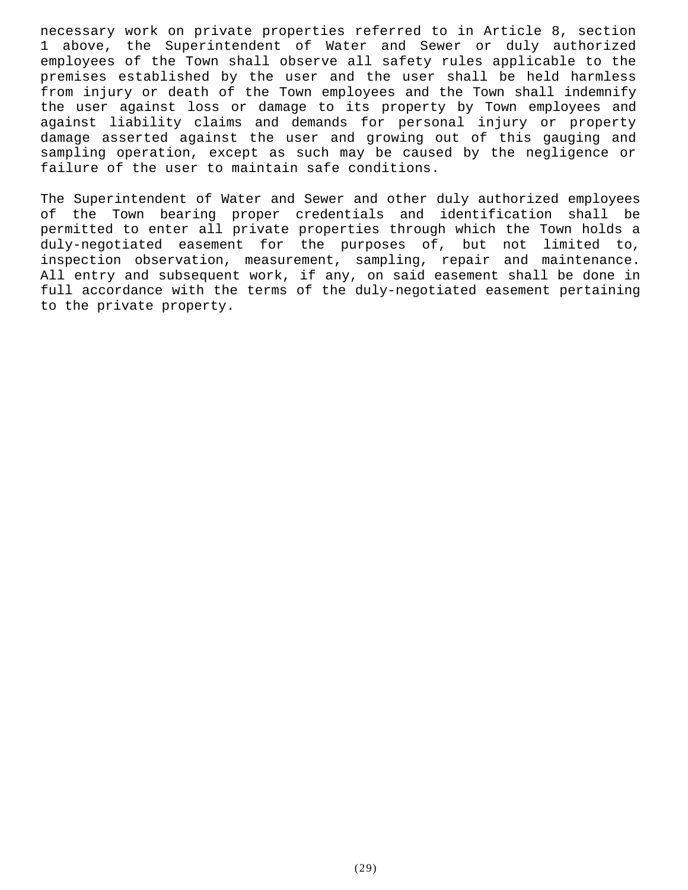necessary work on private properties referred to in Article 8, section 1 above, the Superintendent of Water and Sewer or duly authorized employees of the Town shall observe all safety rules applicable to the premises established by the user and the user shall be held harmless from injury or death of the Town employees and the Town shall indemnify the user against loss or damage to its property by Town employees and against liability claims and demands for personal injury or property damage asserted against the user and growing out of this gauging and sampling operation, except as such may be caused by the negligence or failure of the user to maintain safe conditions.

The Superintendent of Water and Sewer and other duly authorized employees of the Town bearing proper credentials and identification shall be permitted to enter all private properties through which the Town holds a duly-negotiated easement for the purposes of, but not limited to, inspection observation, measurement, sampling, repair and maintenance. All entry and subsequent work, if any, on said easement shall be done in full accordance with the terms of the duly-negotiated easement pertaining to the private property.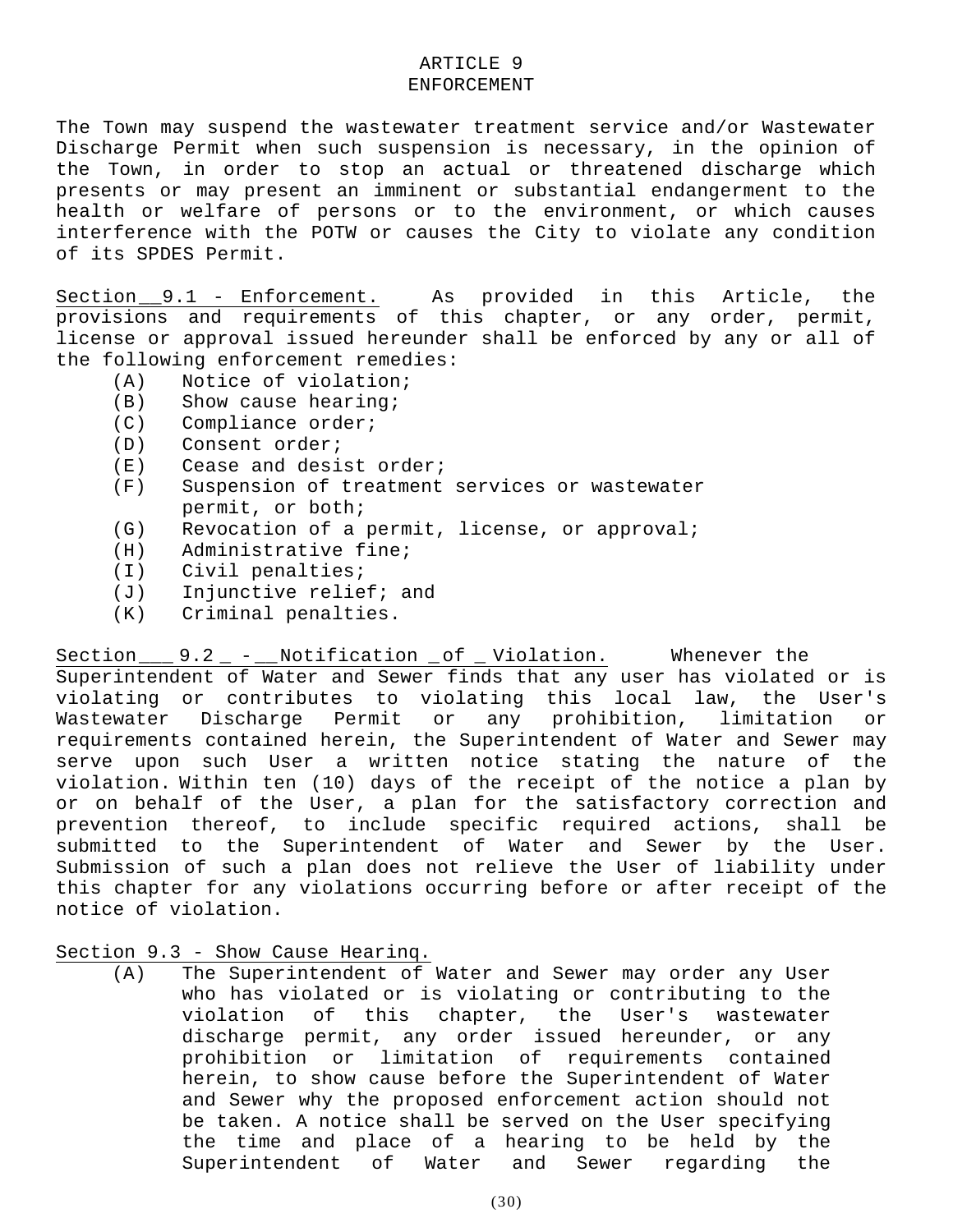# ARTICLE 9
# ENFORCEMENT

The Town may suspend the wastewater treatment service and/or Wastewater Discharge Permit when such suspension is necessary, in the opinion of the Town, in order to stop an actual or threatened discharge which presents or may present an imminent or substantial endangerment to the health or welfare of persons or to the environment, or which causes interference with the POTW or causes the City to violate any condition of its SPDES Permit.

Section 9.1 - Enforcement. As provided in this Article, the provisions and requirements of this chapter, or any order, permit, license or approval issued hereunder shall be enforced by any or all of the following enforcement remedies:

(A) Notice of violation;
(B) Show cause hearing;
(C) Compliance order;
(D) Consent order;
(E) Cease and desist order;
(F) Suspension of treatment services or wastewater permit, or both;
(G) Revocation of a permit, license, or approval;
(H) Administrative fine;
(I) Civil penalties;
(J) Injunctive relief; and
(K) Criminal penalties.

Section 9.2 - Notification of Violation. Whenever the Superintendent of Water and Sewer finds that any user has violated or is violating or contributes to violating this local law, the User's Wastewater Discharge Permit or any prohibition, limitation or requirements contained herein, the Superintendent of Water and Sewer may serve upon such User a written notice stating the nature of the violation. Within ten (10) days of the receipt of the notice a plan by or on behalf of the User, a plan for the satisfactory correction and prevention thereof, to include specific required actions, shall be submitted to the Superintendent of Water and Sewer by the User. Submission of such a plan does not relieve the User of liability under this chapter for any violations occurring before or after receipt of the notice of violation.

Section 9.3 - Show Cause Hearinq.

(A) The Superintendent of Water and Sewer may order any User who has violated or is violating or contributing to the violation of this chapter, the User's wastewater discharge permit, any order issued hereunder, or any prohibition or limitation of requirements contained herein, to show cause before the Superintendent of Water and Sewer why the proposed enforcement action should not be taken. A notice shall be served on the User specifying the time and place of a hearing to be held by the Superintendent of Water and Sewer regarding the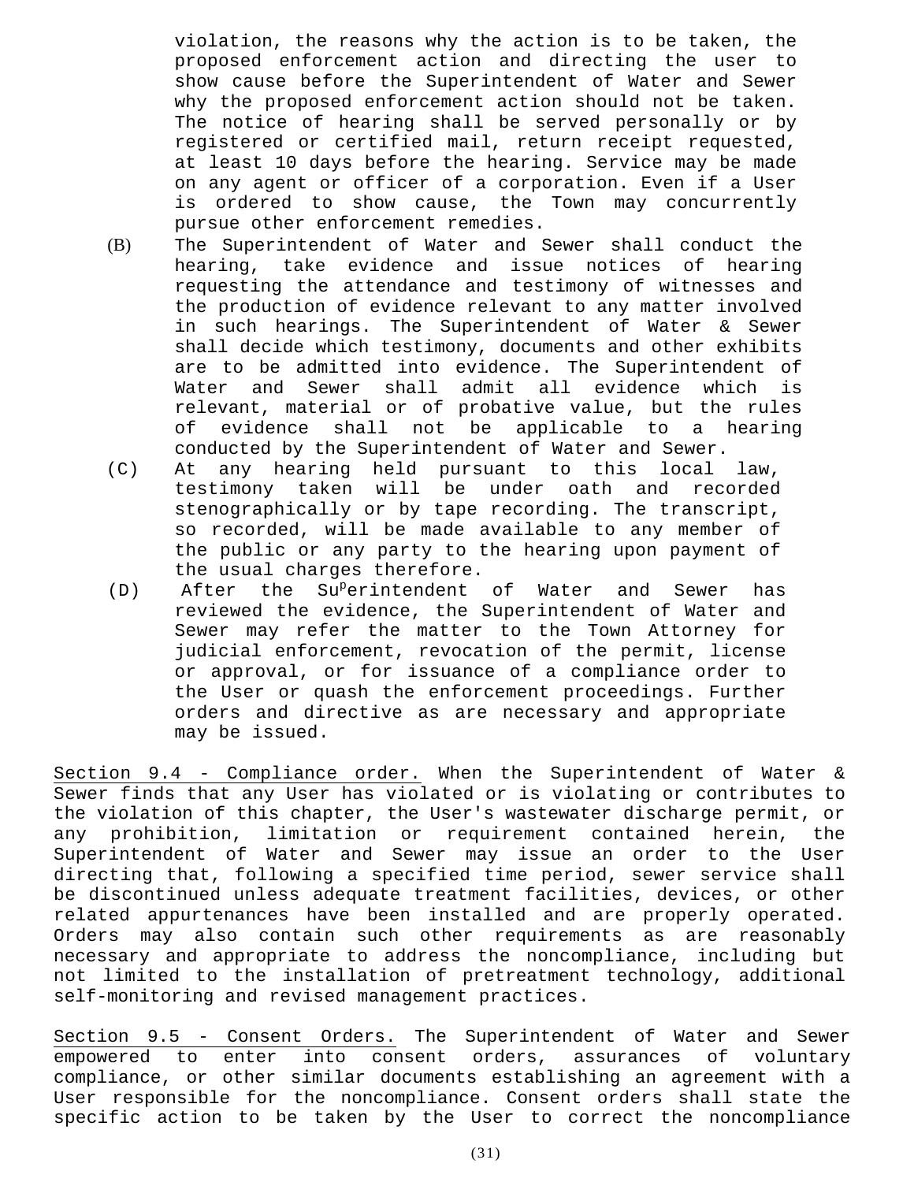violation, the reasons why the action is to be taken, the proposed enforcement action and directing the user to show cause before the Superintendent of Water and Sewer why the proposed enforcement action should not be taken. The notice of hearing shall be served personally or by registered or certified mail, return receipt requested, at least 10 days before the hearing. Service may be made on any agent or officer of a corporation. Even if a User is ordered to show cause, the Town may concurrently pursue other enforcement remedies.

(B) The Superintendent of Water and Sewer shall conduct the hearing, take evidence and issue notices of hearing requesting the attendance and testimony of witnesses and the production of evidence relevant to any matter involved in such hearings. The Superintendent of Water & Sewer shall decide which testimony, documents and other exhibits are to be admitted into evidence. The Superintendent of Water and Sewer shall admit all evidence which is relevant, material or of probative value, but the rules of evidence shall not be applicable to a hearing conducted by the Superintendent of Water and Sewer.

(C) At any hearing held pursuant to this local law, testimony taken will be under oath and recorded stenographically or by tape recording. The transcript, so recorded, will be made available to any member of the public or any party to the hearing upon payment of the usual charges therefore.

(D) After the Superintendent of Water and Sewer has reviewed the evidence, the Superintendent of Water and Sewer may refer the matter to the Town Attorney for judicial enforcement, revocation of the permit, license or approval, or for issuance of a compliance order to the User or quash the enforcement proceedings. Further orders and directive as are necessary and appropriate may be issued.

<u>Section 9.4 - Compliance order.</u> When the Superintendent of Water & Sewer finds that any User has violated or is violating or contributes to the violation of this chapter, the User's wastewater discharge permit, or any prohibition, limitation or requirement contained herein, the Superintendent of Water and Sewer may issue an order to the User directing that, following a specified time period, sewer service shall be discontinued unless adequate treatment facilities, devices, or other related appurtenances have been installed and are properly operated. Orders may also contain such other requirements as are reasonably necessary and appropriate to address the noncompliance, including but not limited to the installation of pretreatment technology, additional self-monitoring and revised management practices.

<u>Section 9.5 - Consent Orders.</u> The Superintendent of Water and Sewer empowered to enter into consent orders, assurances of voluntary compliance, or other similar documents establishing an agreement with a User responsible for the noncompliance. Consent orders shall state the specific action to be taken by the User to correct the noncompliance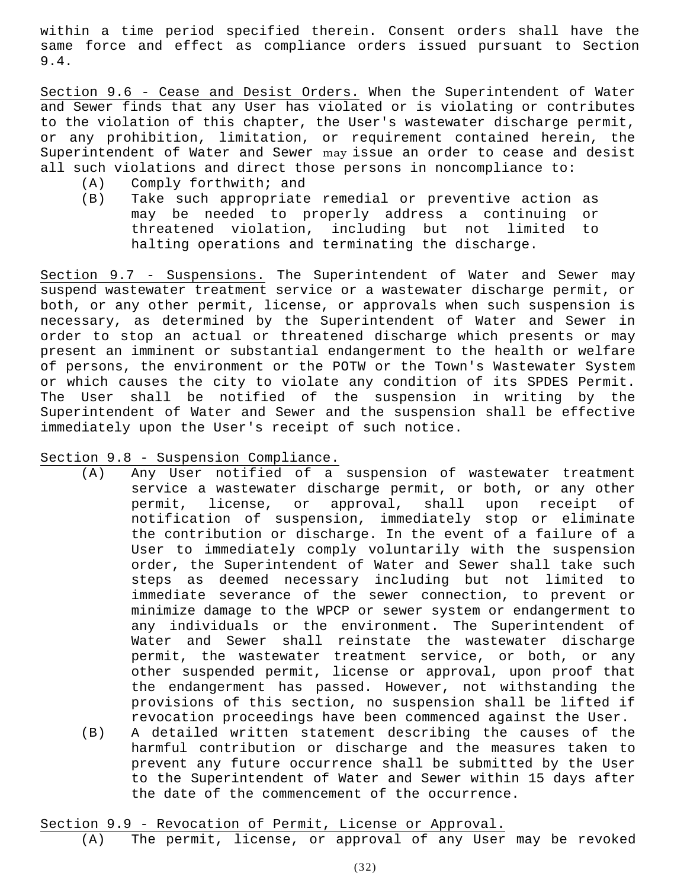within a time period specified therein. Consent orders shall have the same force and effect as compliance orders issued pursuant to Section 9.4.

<u>Section 9.6 - Cease and Desist Orders.</u> When the Superintendent of Water and Sewer finds that any User has violated or is violating or contributes to the violation of this chapter, the User's wastewater discharge permit, or any prohibition, limitation, or requirement contained herein, the Superintendent of Water and Sewer may issue an order to cease and desist all such violations and direct those persons in noncompliance to:

(A) Comply forthwith; and
(B) Take such appropriate remedial or preventive action as may be needed to properly address a continuing or threatened violation, including but not limited to halting operations and terminating the discharge.

<u>Section 9.7 - Suspensions.</u> The Superintendent of Water and Sewer may suspend wastewater treatment service or a wastewater discharge permit, or both, or any other permit, license, or approvals when such suspension is necessary, as determined by the Superintendent of Water and Sewer in order to stop an actual or threatened discharge which presents or may present an imminent or substantial endangerment to the health or welfare of persons, the environment or the POTW or the Town's Wastewater System or which causes the city to violate any condition of its SPDES Permit. The User shall be notified of the suspension in writing by the Superintendent of Water and Sewer and the suspension shall be effective immediately upon the User's receipt of such notice.

<u>Section 9.8 - Suspension Compliance.</u>

(A) Any User notified of a suspension of wastewater treatment service a wastewater discharge permit, or both, or any other permit, license, or approval, shall upon receipt of notification of suspension, immediately stop or eliminate the contribution or discharge. In the event of a failure of a User to immediately comply voluntarily with the suspension order, the Superintendent of Water and Sewer shall take such steps as deemed necessary including but not limited to immediate severance of the sewer connection, to prevent or minimize damage to the WPCP or sewer system or endangerment to any individuals or the environment. The Superintendent of Water and Sewer shall reinstate the wastewater discharge permit, the wastewater treatment service, or both, or any other suspended permit, license or approval, upon proof that the endangerment has passed. However, not withstanding the provisions of this section, no suspension shall be lifted if revocation proceedings have been commenced against the User.
(B) A detailed written statement describing the causes of the harmful contribution or discharge and the measures taken to prevent any future occurrence shall be submitted by the User to the Superintendent of Water and Sewer within 15 days after the date of the commencement of the occurrence.

<u>Section 9.9 - Revocation of Permit, License or Approval.</u>

(A) The permit, license, or approval of any User may be revoked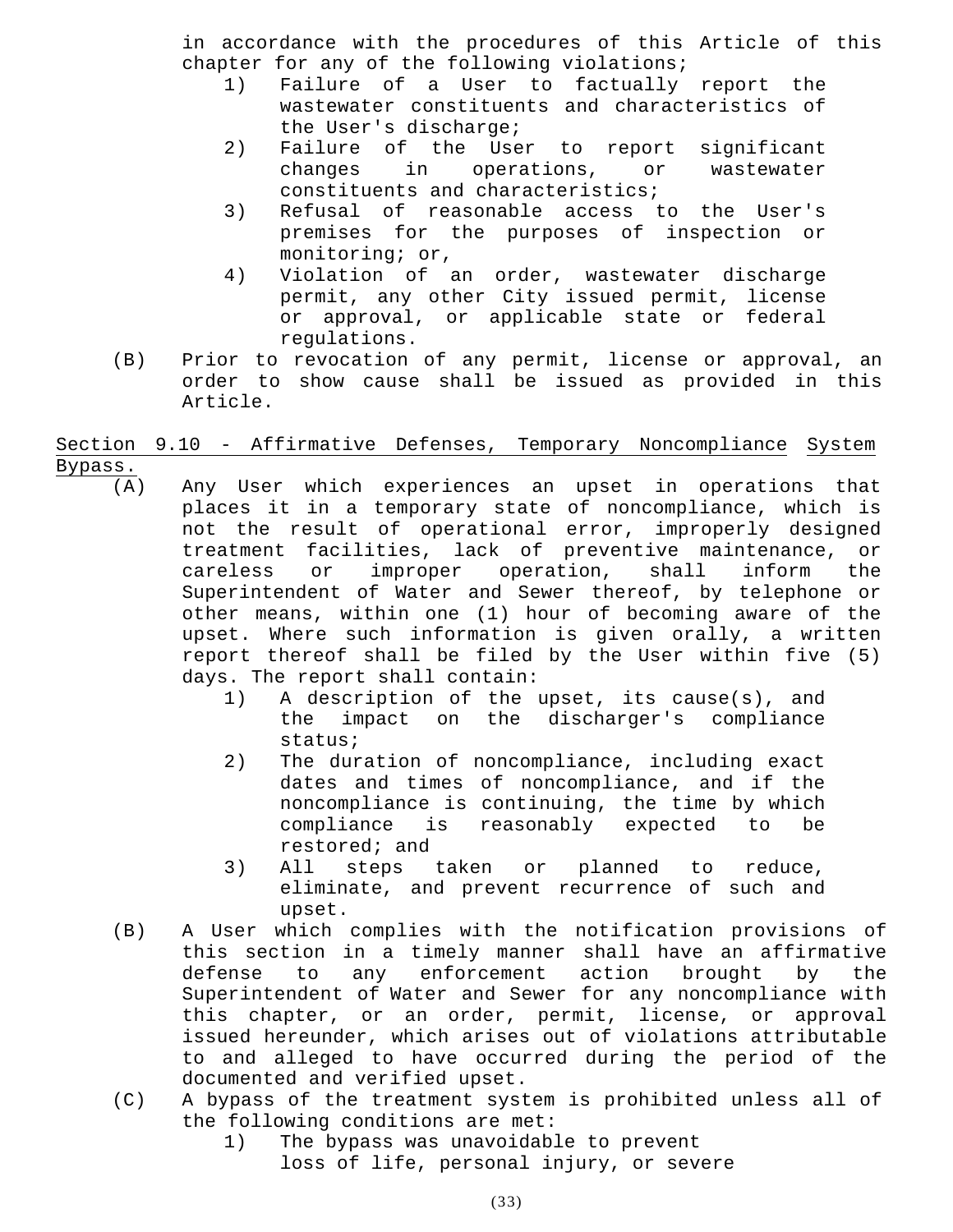in accordance with the procedures of this Article of this chapter for any of the following violations;

1) Failure of a User to factually report the wastewater constituents and characteristics of the User's discharge;
2) Failure of the User to report significant changes in operations, or wastewater constituents and characteristics;
3) Refusal of reasonable access to the User's premises for the purposes of inspection or monitoring; or,
4) Violation of an order, wastewater discharge permit, any other City issued permit, license or approval, or applicable state or federal regulations.

(B) Prior to revocation of any permit, license or approval, an order to show cause shall be issued as provided in this Article.

Section 9.10 - Affirmative Defenses, Temporary Noncompliance System Bypass.

(A) Any User which experiences an upset in operations that places it in a temporary state of noncompliance, which is not the result of operational error, improperly designed treatment facilities, lack of preventive maintenance, or careless or improper operation, shall inform the Superintendent of Water and Sewer thereof, by telephone or other means, within one (1) hour of becoming aware of the upset. Where such information is given orally, a written report thereof shall be filed by the User within five (5) days. The report shall contain:

1) A description of the upset, its cause(s), and the impact on the discharger's compliance status;
2) The duration of noncompliance, including exact dates and times of noncompliance, and if the noncompliance is continuing, the time by which compliance is reasonably expected to be restored; and
3) All steps taken or planned to reduce, eliminate, and prevent recurrence of such and upset.

(B) A User which complies with the notification provisions of this section in a timely manner shall have an affirmative defense to any enforcement action brought by the Superintendent of Water and Sewer for any noncompliance with this chapter, or an order, permit, license, or approval issued hereunder, which arises out of violations attributable to and alleged to have occurred during the period of the documented and verified upset.

(C) A bypass of the treatment system is prohibited unless all of the following conditions are met:

1) The bypass was unavoidable to prevent loss of life, personal injury, or severe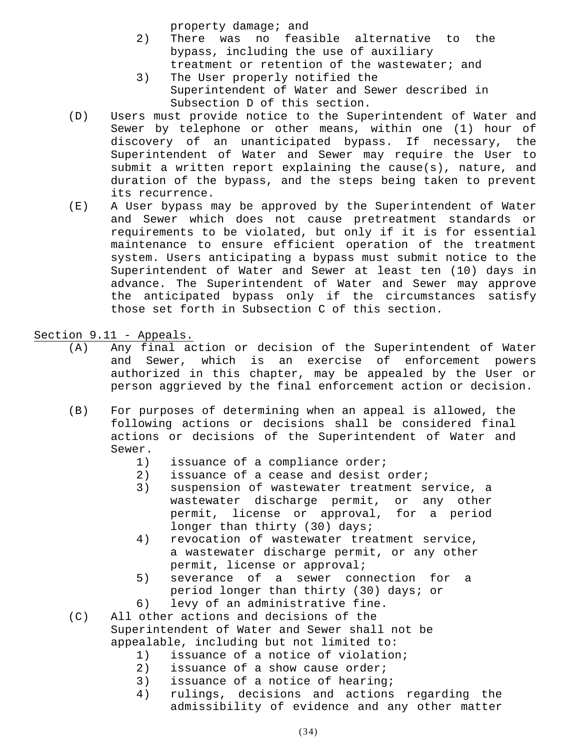property damage; and

2) There was no feasible alternative to the bypass, including the use of auxiliary treatment or retention of the wastewater; and
3) The User properly notified the Superintendent of Water and Sewer described in Subsection D of this section.

(D) Users must provide notice to the Superintendent of Water and Sewer by telephone or other means, within one (1) hour of discovery of an unanticipated bypass. If necessary, the Superintendent of Water and Sewer may require the User to submit a written report explaining the cause(s), nature, and duration of the bypass, and the steps being taken to prevent its recurrence.

(E) A User bypass may be approved by the Superintendent of Water and Sewer which does not cause pretreatment standards or requirements to be violated, but only if it is for essential maintenance to ensure efficient operation of the treatment system. Users anticipating a bypass must submit notice to the Superintendent of Water and Sewer at least ten (10) days in advance. The Superintendent of Water and Sewer may approve the anticipated bypass only if the circumstances satisfy those set forth in Subsection C of this section.

Section 9.11 - Appeals.

(A) Any final action or decision of the Superintendent of Water and Sewer, which is an exercise of enforcement powers authorized in this chapter, may be appealed by the User or person aggrieved by the final enforcement action or decision.

(B) For purposes of determining when an appeal is allowed, the following actions or decisions shall be considered final actions or decisions of the Superintendent of Water and Sewer.

1) issuance of a compliance order;
2) issuance of a cease and desist order;
3) suspension of wastewater treatment service, a wastewater discharge permit, or any other permit, license or approval, for a period longer than thirty (30) days;
4) revocation of wastewater treatment service, a wastewater discharge permit, or any other permit, license or approval;
5) severance of a sewer connection for a period longer than thirty (30) days; or
6) levy of an administrative fine.

(C) All other actions and decisions of the Superintendent of Water and Sewer shall not be appealable, including but not limited to:

1) issuance of a notice of violation;
2) issuance of a show cause order;
3) issuance of a notice of hearing;
4) rulings, decisions and actions regarding the admissibility of evidence and any other matter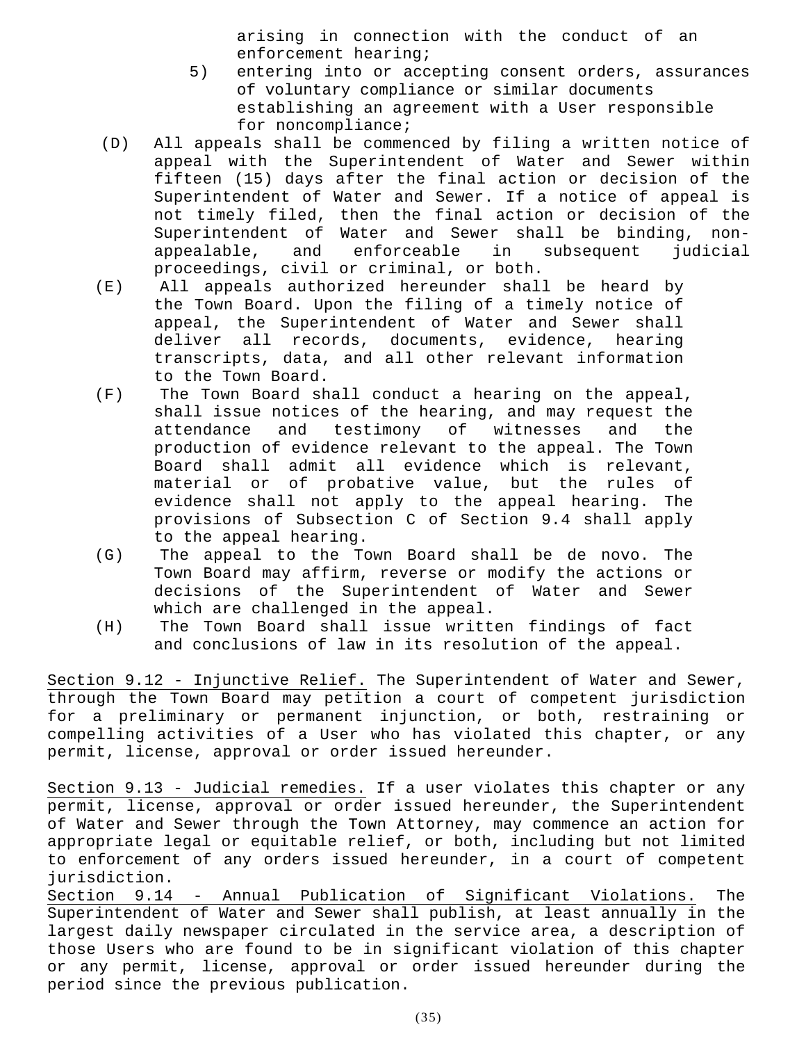arising in connection with the conduct of an enforcement hearing;

5) entering into or accepting consent orders, assurances of voluntary compliance or similar documents establishing an agreement with a User responsible for noncompliance;

(D) All appeals shall be commenced by filing a written notice of appeal with the Superintendent of Water and Sewer within fifteen (15) days after the final action or decision of the Superintendent of Water and Sewer. If a notice of appeal is not timely filed, then the final action or decision of the Superintendent of Water and Sewer shall be binding, non-appealable, and enforceable in subsequent judicial proceedings, civil or criminal, or both.

(E) All appeals authorized hereunder shall be heard by the Town Board. Upon the filing of a timely notice of appeal, the Superintendent of Water and Sewer shall deliver all records, documents, evidence, hearing transcripts, data, and all other relevant information to the Town Board.

(F) The Town Board shall conduct a hearing on the appeal, shall issue notices of the hearing, and may request the attendance and testimony of witnesses and the production of evidence relevant to the appeal. The Town Board shall admit all evidence which is relevant, material or of probative value, but the rules of evidence shall not apply to the appeal hearing. The provisions of Subsection C of Section 9.4 shall apply to the appeal hearing.

(G) The appeal to the Town Board shall be de novo. The Town Board may affirm, reverse or modify the actions or decisions of the Superintendent of Water and Sewer which are challenged in the appeal.

(H) The Town Board shall issue written findings of fact and conclusions of law in its resolution of the appeal.

<u>Section 9.12 - Injunctive Relief.</u> The Superintendent of Water and Sewer, through the Town Board may petition a court of competent jurisdiction for a preliminary or permanent injunction, or both, restraining or compelling activities of a User who has violated this chapter, or any permit, license, approval or order issued hereunder.

<u>Section 9.13 - Judicial remedies.</u> If a user violates this chapter or any permit, license, approval or order issued hereunder, the Superintendent of Water and Sewer through the Town Attorney, may commence an action for appropriate legal or equitable relief, or both, including but not limited to enforcement of any orders issued hereunder, in a court of competent jurisdiction.

<u>Section 9.14 - Annual Publication of Significant Violations.</u> The Superintendent of Water and Sewer shall publish, at least annually in the largest daily newspaper circulated in the service area, a description of those Users who are found to be in significant violation of this chapter or any permit, license, approval or order issued hereunder during the period since the previous publication.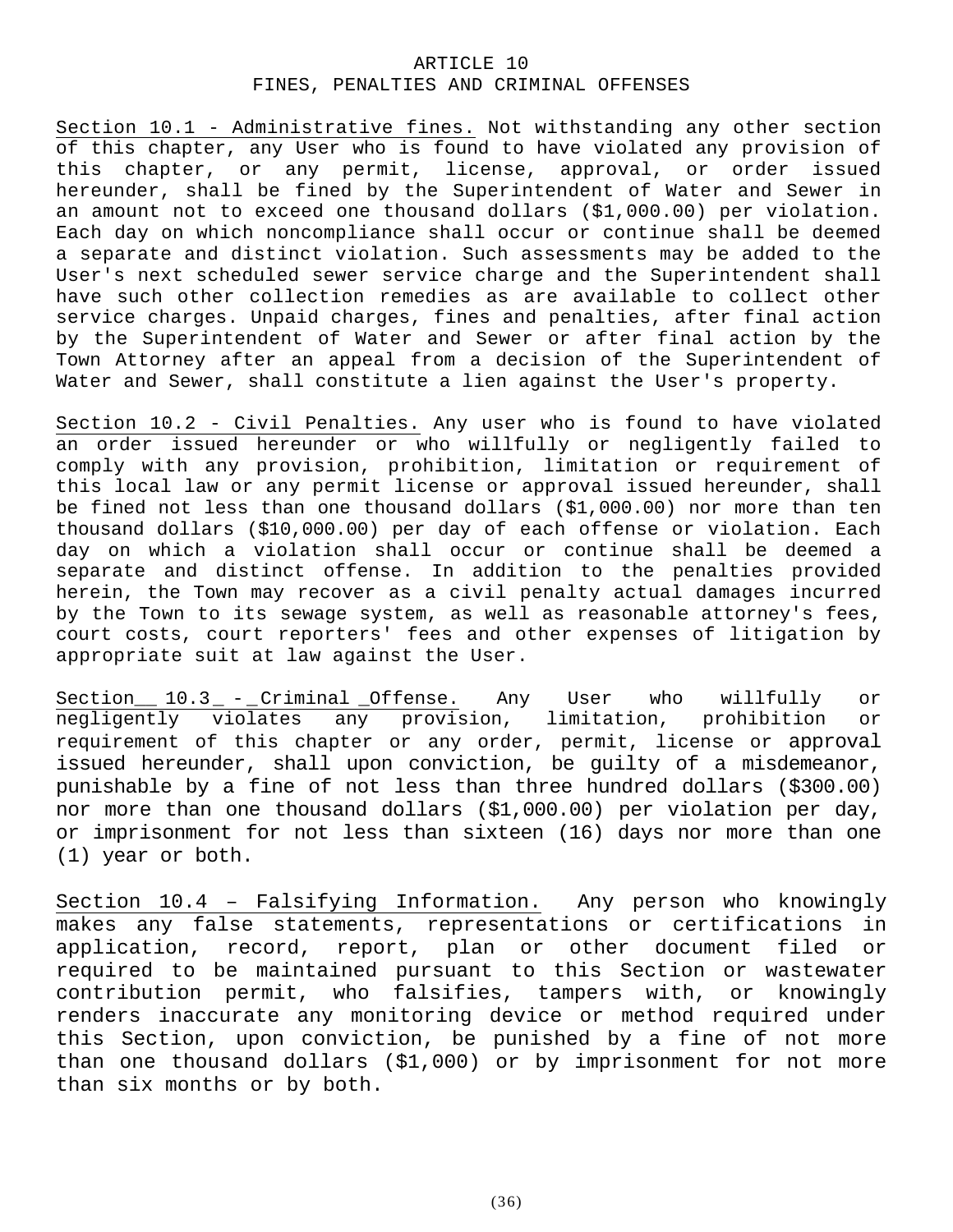# ARTICLE 10
## FINES, PENALTIES AND CRIMINAL OFFENSES

Section 10.1 - Administrative fines. Not withstanding any other section of this chapter, any User who is found to have violated any provision of this chapter, or any permit, license, approval, or order issued hereunder, shall be fined by the Superintendent of Water and Sewer in an amount not to exceed one thousand dollars ($1,000.00) per violation. Each day on which noncompliance shall occur or continue shall be deemed a separate and distinct violation. Such assessments may be added to the User's next scheduled sewer service charge and the Superintendent shall have such other collection remedies as are available to collect other service charges. Unpaid charges, fines and penalties, after final action by the Superintendent of Water and Sewer or after final action by the Town Attorney after an appeal from a decision of the Superintendent of Water and Sewer, shall constitute a lien against the User's property.

Section 10.2 - Civil Penalties. Any user who is found to have violated an order issued hereunder or who willfully or negligently failed to comply with any provision, prohibition, limitation or requirement of this local law or any permit license or approval issued hereunder, shall be fined not less than one thousand dollars ($1,000.00) nor more than ten thousand dollars ($10,000.00) per day of each offense or violation. Each day on which a violation shall occur or continue shall be deemed a separate and distinct offense. In addition to the penalties provided herein, the Town may recover as a civil penalty actual damages incurred by the Town to its sewage system, as well as reasonable attorney's fees, court costs, court reporters' fees and other expenses of litigation by appropriate suit at law against the User.

Section 10.3 - Criminal Offense. Any User who willfully or negligently violates any provision, limitation, prohibition or requirement of this chapter or any order, permit, license or approval issued hereunder, shall upon conviction, be guilty of a misdemeanor, punishable by a fine of not less than three hundred dollars ($300.00) nor more than one thousand dollars ($1,000.00) per violation per day, or imprisonment for not less than sixteen (16) days nor more than one (1) year or both.

Section 10.4 – Falsifying Information. Any person who knowingly makes any false statements, representations or certifications in application, record, report, plan or other document filed or required to be maintained pursuant to this Section or wastewater contribution permit, who falsifies, tampers with, or knowingly renders inaccurate any monitoring device or method required under this Section, upon conviction, be punished by a fine of not more than one thousand dollars ($1,000) or by imprisonment for not more than six months or by both.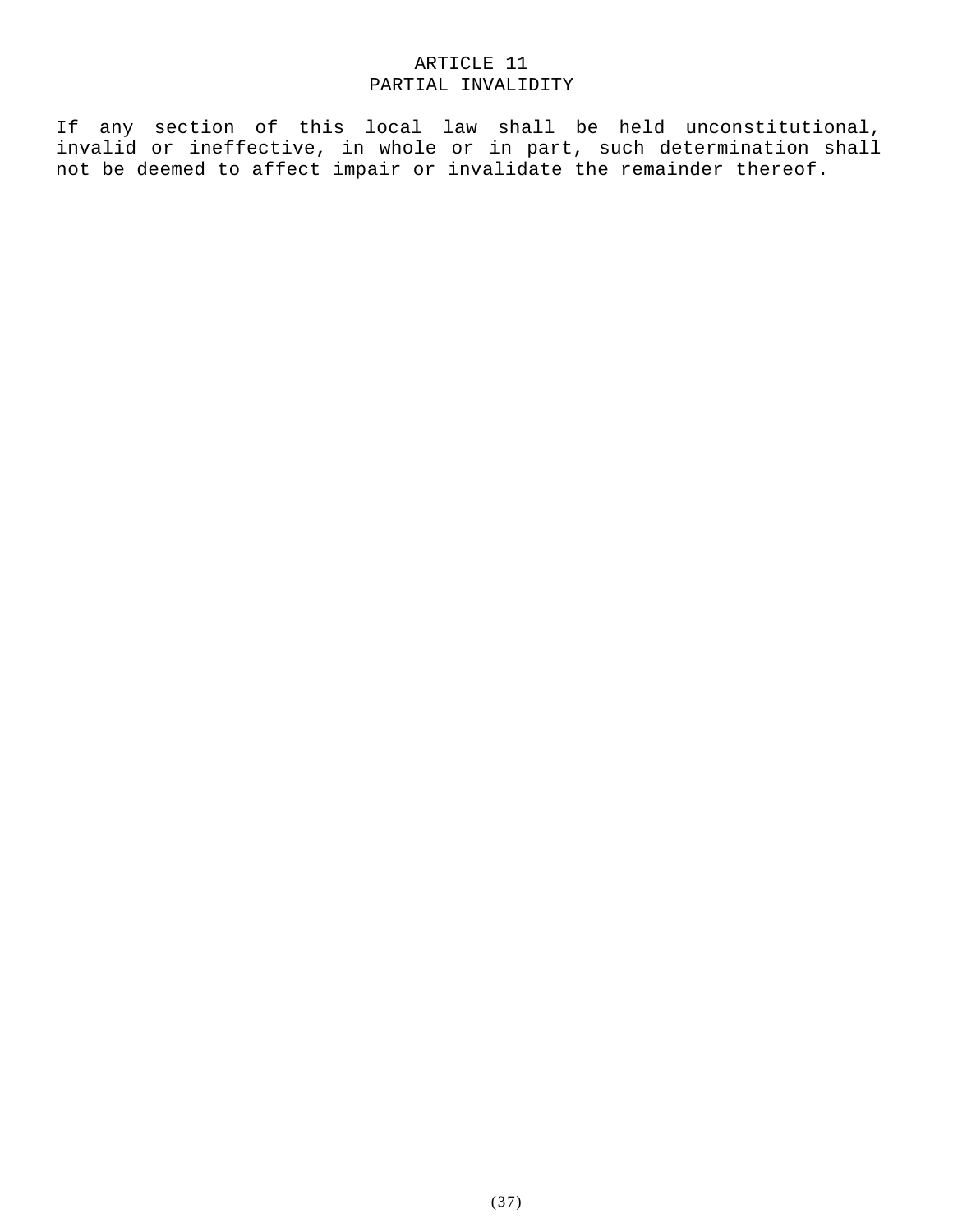## ARTICLE 11
## PARTIAL INVALIDITY

If any section of this local law shall be held unconstitutional, invalid or ineffective, in whole or in part, such determination shall not be deemed to affect impair or invalidate the remainder thereof.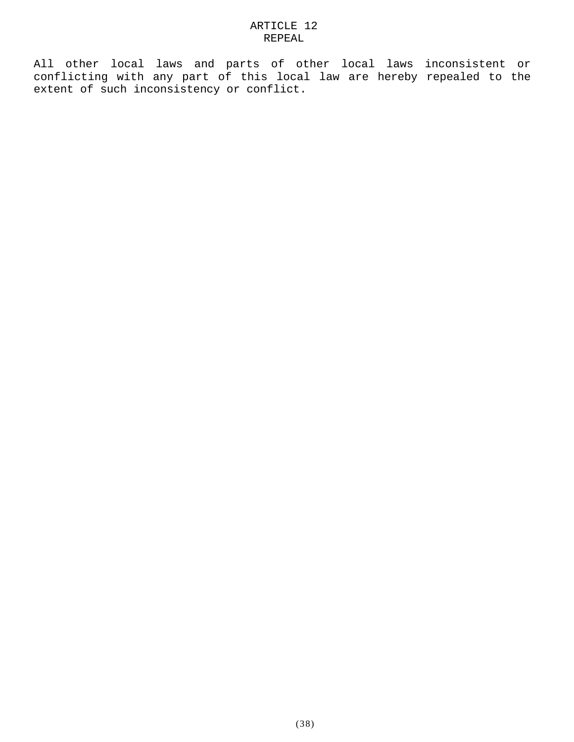## ARTICLE 12
## REPEAL

All other local laws and parts of other local laws inconsistent or conflicting with any part of this local law are hereby repealed to the extent of such inconsistency or conflict.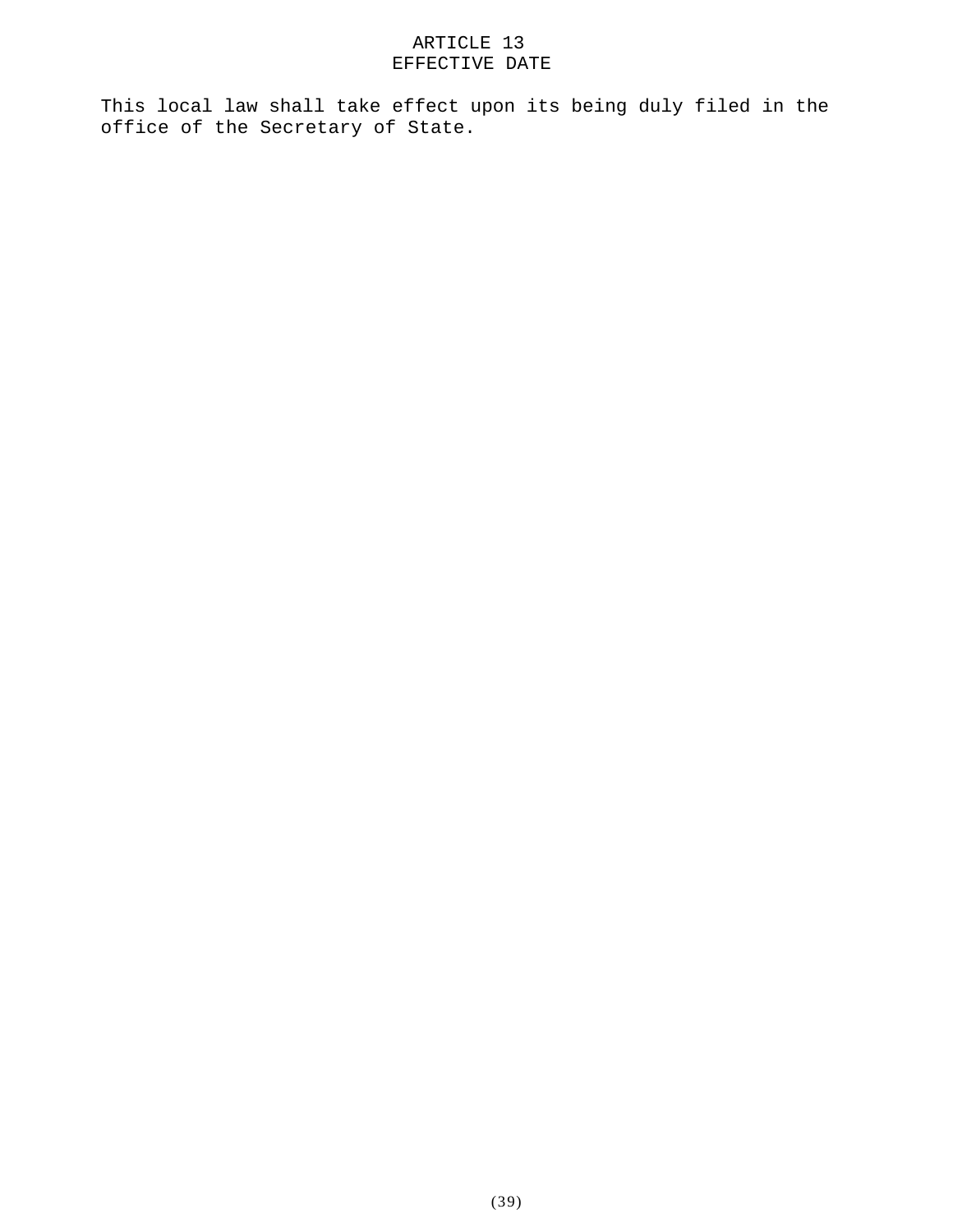## ARTICLE 13
## EFFECTIVE DATE

This local law shall take effect upon its being duly filed in the office of the Secretary of State.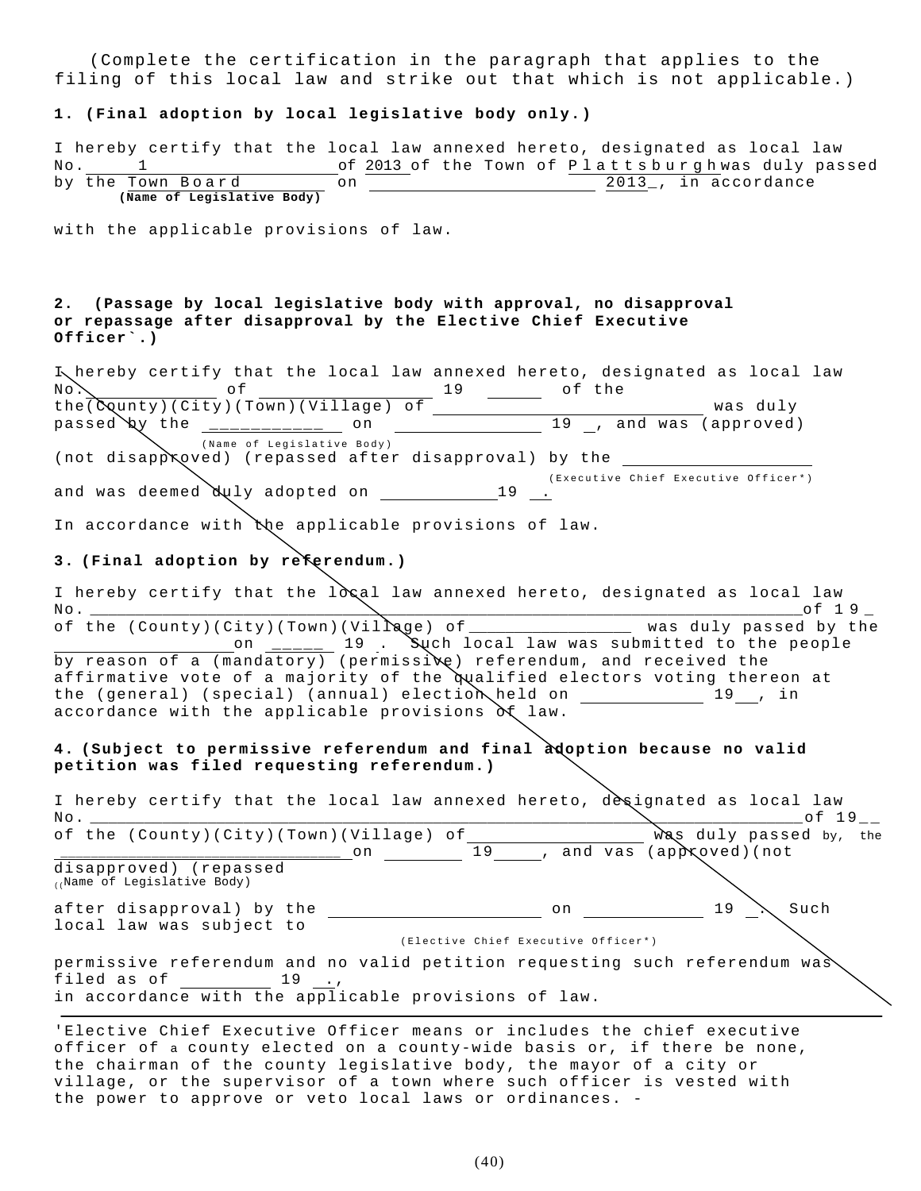(Complete the certification in the paragraph that applies to the filing of this local law and strike out that which is not applicable.)

**1. (Final adoption by local legislative body only.)**

I hereby certify that the local law annexed hereto, designated as local law No. 1 of 2013 of the Town of Plattsburgh was duly passed by the Town Board on ______________ 2013_, in accordance
**(Name of Legislative Body)**

with the applicable provisions of law.

**2. (Passage by local legislative body with approval, no disapproval or repassage after disapproval by the Elective Chief Executive Officer`.)**

I hereby certify that the local law annexed hereto, designated as local law No. ________ of ____________ 19 _____ of the the(County)(City)(Town)(Village) of __________________ was duly passed by the ___________ on __________ 19 _, and was (approved)
(Name of Legislative Body)
(not disapproved) (repassed after disapproval) by the ______________
(Executive Chief Executive Officer*)
and was deemed duly adopted on __________19 _.

In accordance with the applicable provisions of law.

**3. (Final adoption by referendum.)**

I hereby certify that the local law annexed hereto, designated as local law No. ________________________________ of 19_ of the (County)(City)(Town)(Village) of ______________ was duly passed by the ______________ on _____ 19 . Such local law was submitted to the people by reason of a (mandatory) (permissive) referendum, and received the affirmative vote of a majority of the qualified electors voting thereon at the (general) (special) (annual) election held on __________ 19__, in accordance with the applicable provisions of law.

**4. (Subject to permissive referendum and final adoption because no valid petition was filed requesting referendum.)**

I hereby certify that the local law annexed hereto, designated as local law No. ________________________________ of 19__ of the (County)(City)(Town)(Village) of ______________ was duly passed by, the ______________________ on ________ 19_____, and vas (approved)(not disapproved) (repassed
((Name of Legislative Body)
after disapproval) by the ______________ on __________ 19 _. Such local law was subject to
(Elective Chief Executive Officer*)
permissive referendum and no valid petition requesting such referendum was filed as of ________ 19 _.,
in accordance with the applicable provisions of law.

---

'Elective Chief Executive Officer means or includes the chief executive officer of a county elected on a county-wide basis or, if there be none, the chairman of the county legislative body, the mayor of a city or village, or the supervisor of a town where such officer is vested with the power to approve or veto local laws or ordinances. -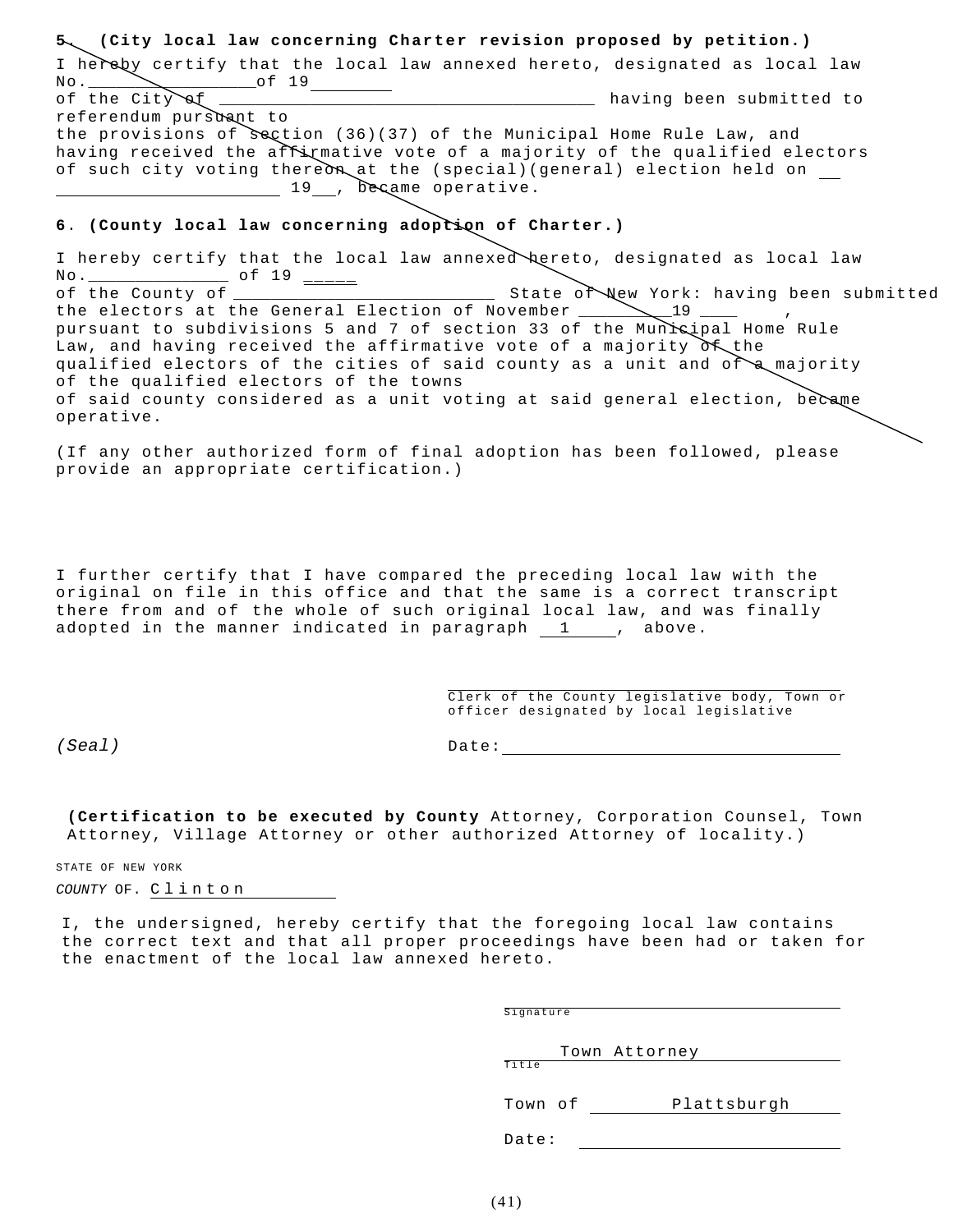**5. (City local law concerning Charter revision proposed by petition.)**

I hereby certify that the local law annexed hereto, designated as local law No.________________of 19________ of the City of ____________________________________ having been submitted to referendum pursuant to the provisions of section (36)(37) of the Municipal Home Rule Law, and having received the affirmative vote of a majority of the qualified electors of such city voting thereon at the (special)(general) election held on __ ______________________ 19__, became operative.

**6. (County local law concerning adoption of Charter.)**

I hereby certify that the local law annexed hereto, designated as local law No.______________ of 19 _____ of the County of__________________________ State of New York: having been submitted the electors at the General Election of November _________19 ____ , pursuant to subdivisions 5 and 7 of section 33 of the Municipal Home Rule Law, and having received the affirmative vote of a majority of the qualified electors of the cities of said county as a unit and of a majority of the qualified electors of the towns of said county considered as a unit voting at said general election, became operative.

(If any other authorized form of final adoption has been followed, please provide an appropriate certification.)

I further certify that I have compared the preceding local law with the original on file in this office and that the same is a correct transcript there from and of the whole of such original local law, and was finally adopted in the manner indicated in paragraph 1, above.

______________________________
Clerk of the County legislative body, Town or officer designated by local legislative

*(Seal)*

Date: ______________________________

**(Certification to be executed by County** Attorney, Corporation Counsel, Town Attorney, Village Attorney or other authorized Attorney of locality.)

STATE OF NEW YORK

*COUNTY* OF. Clinton

I, the undersigned, hereby certify that the foregoing local law contains the correct text and that all proper proceedings have been had or taken for the enactment of the local law annexed hereto.

______________________________
Signature

Town Attorney
Title

Town of Plattsburgh

Date: ______________________________